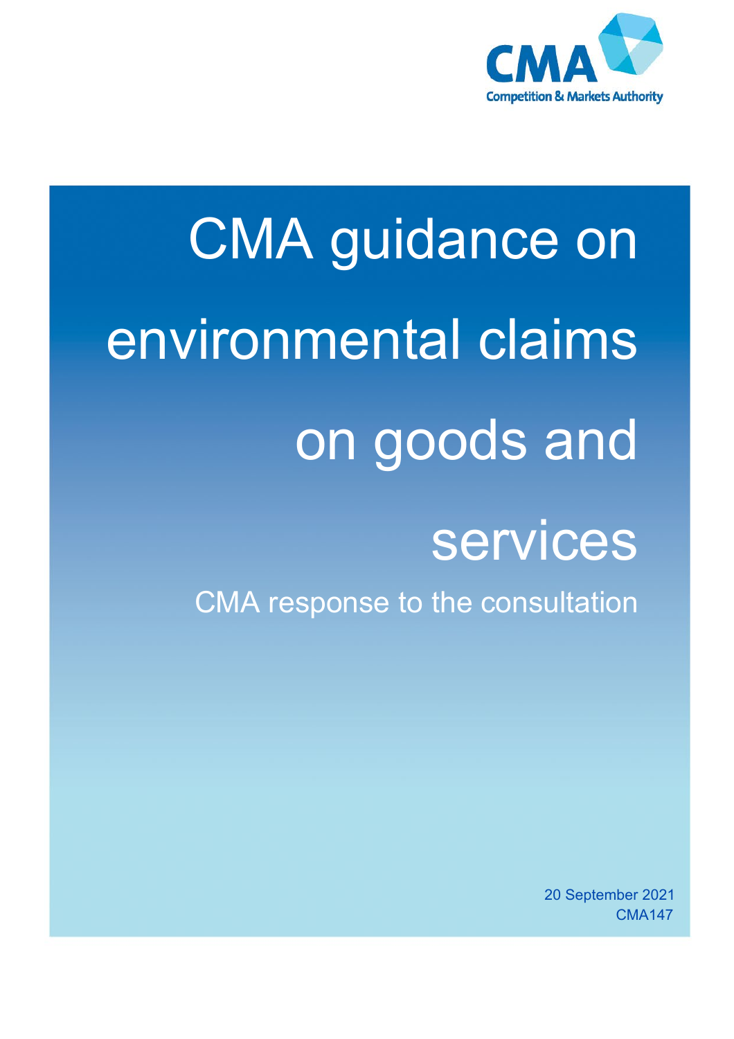CMA

Competition & Markets Authority

# CMA guidance on environmental claims on goods and services

## CMA response to the consultation

20 September 2021

CMA147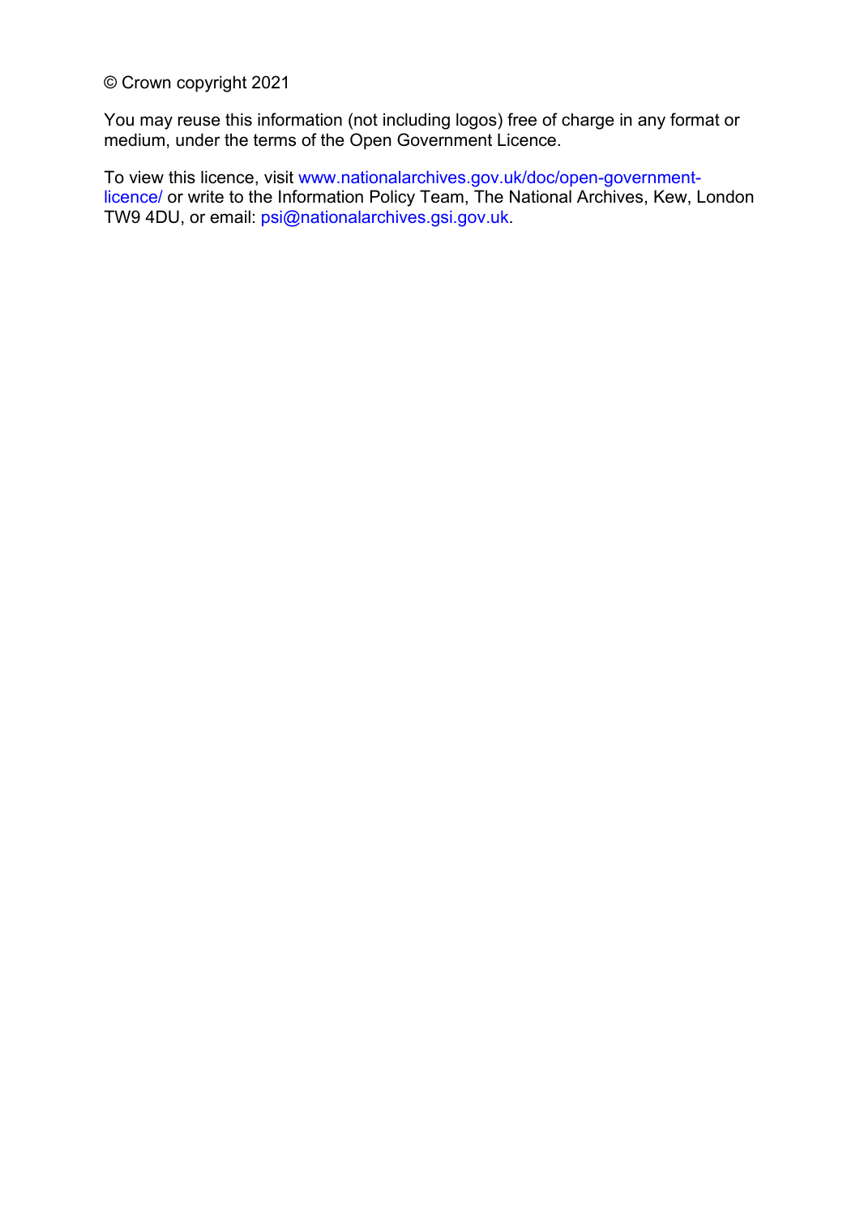© Crown copyright 2021

You may reuse this information (not including logos) free of charge in any format or medium, under the terms of the Open Government Licence.

To view this licence, visit www.nationalarchives.gov.uk/doc/open-government-licence/ or write to the Information Policy Team, The National Archives, Kew, London TW9 4DU, or email: psi@nationalarchives.gsi.gov.uk.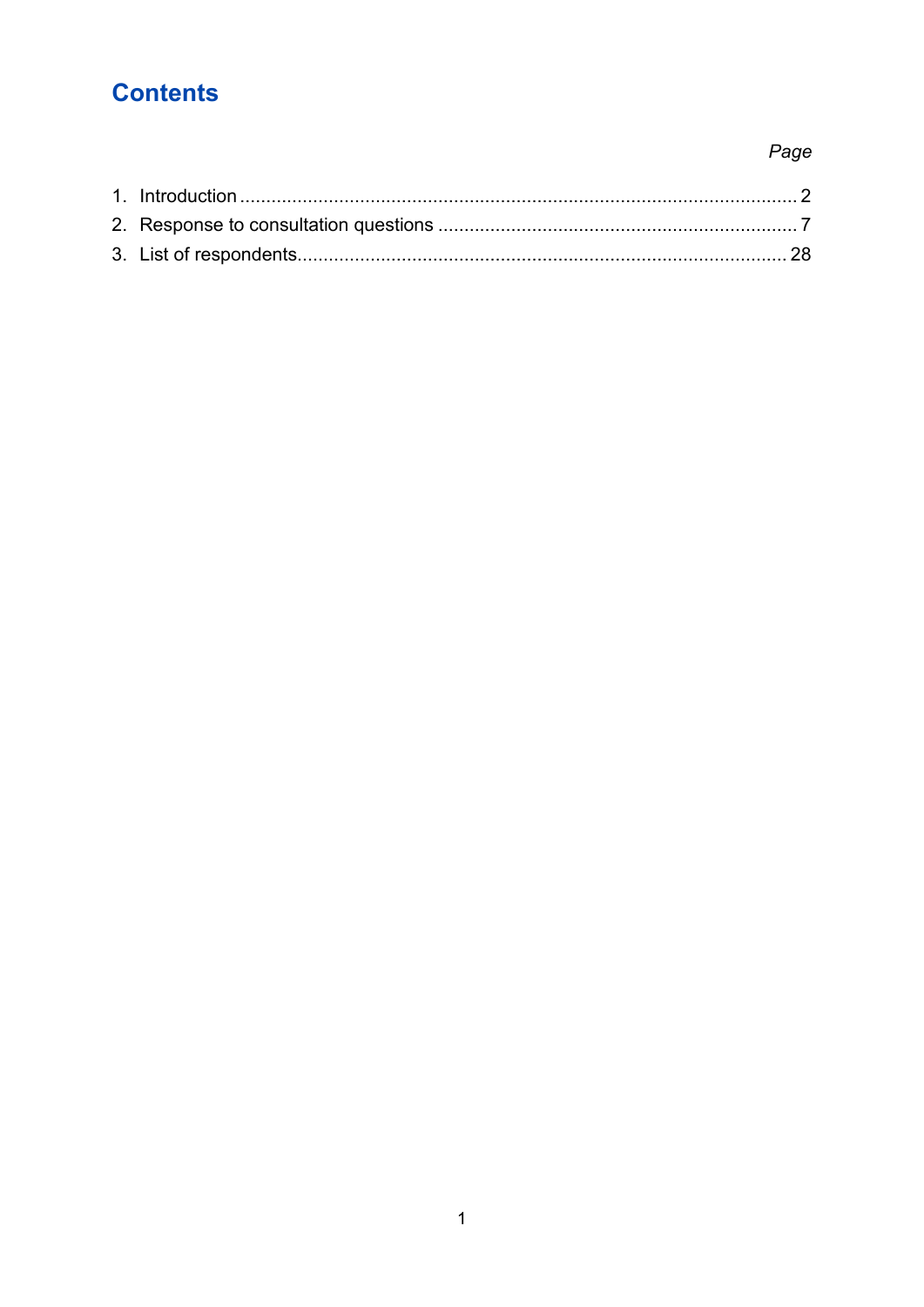# Contents

| | *Page* |
|---|---|
| 1. Introduction | 2 |
| 2. Response to consultation questions | 7 |
| 3. List of respondents | 28 |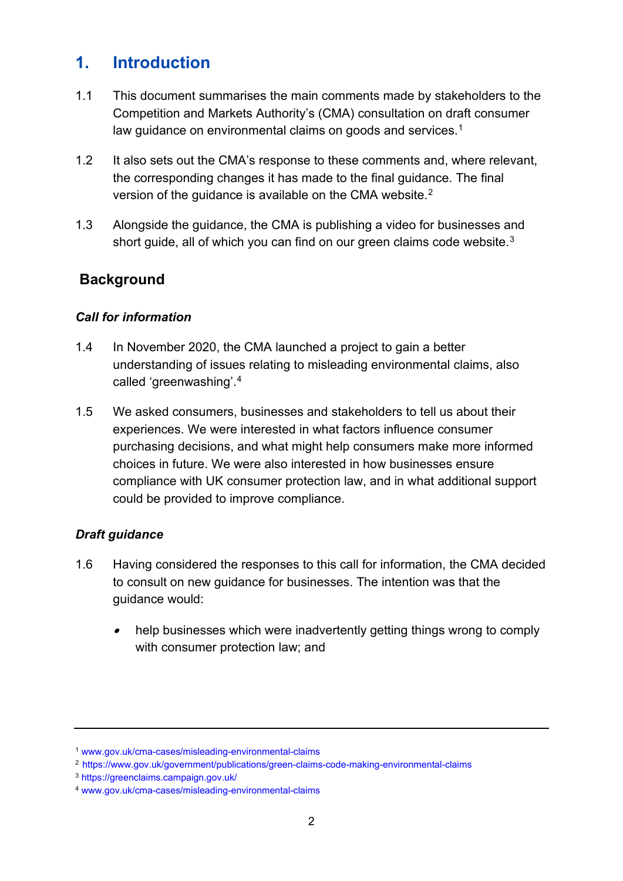# 1. Introduction

1.1 This document summarises the main comments made by stakeholders to the Competition and Markets Authority's (CMA) consultation on draft consumer law guidance on environmental claims on goods and services.[1]

1.2 It also sets out the CMA's response to these comments and, where relevant, the corresponding changes it has made to the final guidance. The final version of the guidance is available on the CMA website.[2]

1.3 Alongside the guidance, the CMA is publishing a video for businesses and short guide, all of which you can find on our green claims code website.[3]

## Background

### *Call for information*

1.4 In November 2020, the CMA launched a project to gain a better understanding of issues relating to misleading environmental claims, also called 'greenwashing'.[4]

1.5 We asked consumers, businesses and stakeholders to tell us about their experiences. We were interested in what factors influence consumer purchasing decisions, and what might help consumers make more informed choices in future. We were also interested in how businesses ensure compliance with UK consumer protection law, and in what additional support could be provided to improve compliance.

### *Draft guidance*

1.6 Having considered the responses to this call for information, the CMA decided to consult on new guidance for businesses. The intention was that the guidance would:

- help businesses which were inadvertently getting things wrong to comply with consumer protection law; and

---

[1] www.gov.uk/cma-cases/misleading-environmental-claims

[2] https://www.gov.uk/government/publications/green-claims-code-making-environmental-claims

[3] https://greenclaims.campaign.gov.uk/

[4] www.gov.uk/cma-cases/misleading-environmental-claims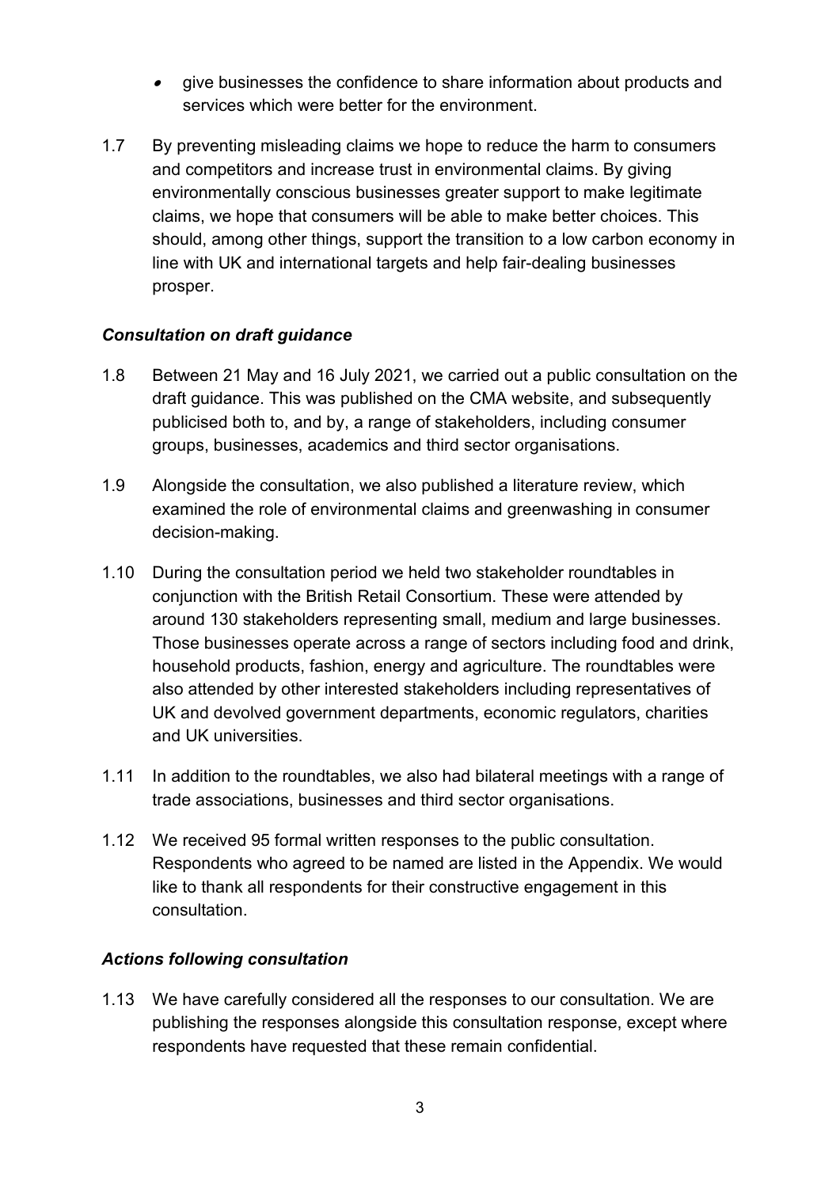- give businesses the confidence to share information about products and services which were better for the environment.

1.7 By preventing misleading claims we hope to reduce the harm to consumers and competitors and increase trust in environmental claims. By giving environmentally conscious businesses greater support to make legitimate claims, we hope that consumers will be able to make better choices. This should, among other things, support the transition to a low carbon economy in line with UK and international targets and help fair-dealing businesses prosper.

### *Consultation on draft guidance*

1.8 Between 21 May and 16 July 2021, we carried out a public consultation on the draft guidance. This was published on the CMA website, and subsequently publicised both to, and by, a range of stakeholders, including consumer groups, businesses, academics and third sector organisations.

1.9 Alongside the consultation, we also published a literature review, which examined the role of environmental claims and greenwashing in consumer decision-making.

1.10 During the consultation period we held two stakeholder roundtables in conjunction with the British Retail Consortium. These were attended by around 130 stakeholders representing small, medium and large businesses. Those businesses operate across a range of sectors including food and drink, household products, fashion, energy and agriculture. The roundtables were also attended by other interested stakeholders including representatives of UK and devolved government departments, economic regulators, charities and UK universities.

1.11 In addition to the roundtables, we also had bilateral meetings with a range of trade associations, businesses and third sector organisations.

1.12 We received 95 formal written responses to the public consultation. Respondents who agreed to be named are listed in the Appendix. We would like to thank all respondents for their constructive engagement in this consultation.

### *Actions following consultation*

1.13 We have carefully considered all the responses to our consultation. We are publishing the responses alongside this consultation response, except where respondents have requested that these remain confidential.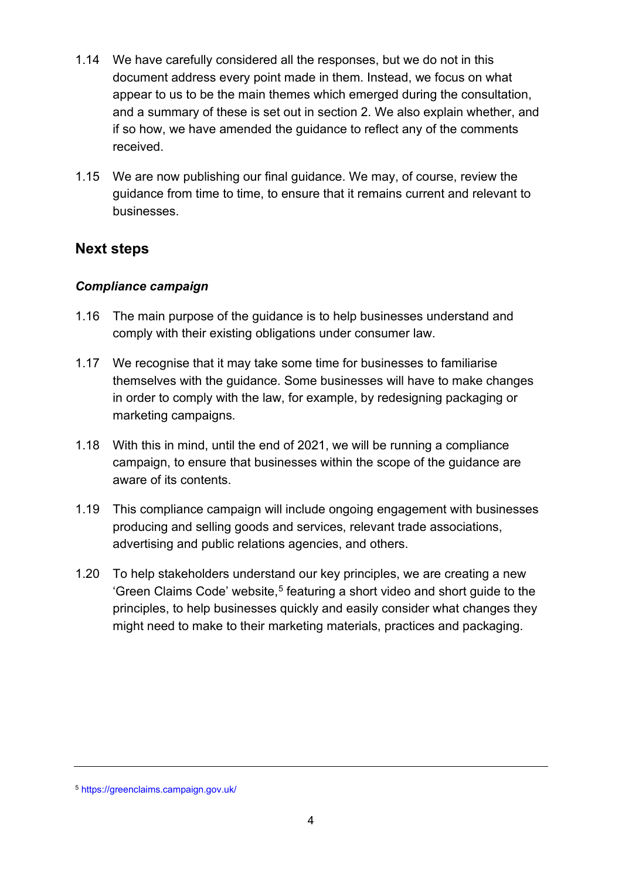1.14 We have carefully considered all the responses, but we do not in this document address every point made in them. Instead, we focus on what appear to us to be the main themes which emerged during the consultation, and a summary of these is set out in section 2. We also explain whether, and if so how, we have amended the guidance to reflect any of the comments received.

1.15 We are now publishing our final guidance. We may, of course, review the guidance from time to time, to ensure that it remains current and relevant to businesses.

## Next steps

### *Compliance campaign*

1.16 The main purpose of the guidance is to help businesses understand and comply with their existing obligations under consumer law.

1.17 We recognise that it may take some time for businesses to familiarise themselves with the guidance. Some businesses will have to make changes in order to comply with the law, for example, by redesigning packaging or marketing campaigns.

1.18 With this in mind, until the end of 2021, we will be running a compliance campaign, to ensure that businesses within the scope of the guidance are aware of its contents.

1.19 This compliance campaign will include ongoing engagement with businesses producing and selling goods and services, relevant trade associations, advertising and public relations agencies, and others.

1.20 To help stakeholders understand our key principles, we are creating a new 'Green Claims Code' website,[5] featuring a short video and short guide to the principles, to help businesses quickly and easily consider what changes they might need to make to their marketing materials, practices and packaging.

---

[5] https://greenclaims.campaign.gov.uk/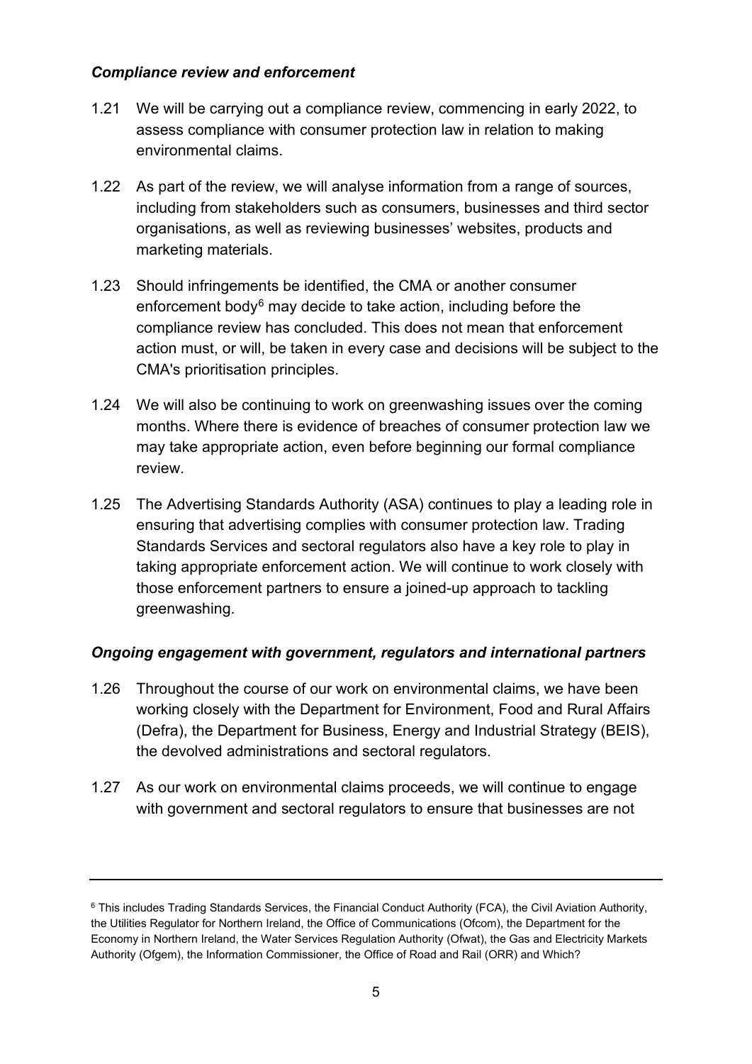*Compliance review and enforcement*

1.21 We will be carrying out a compliance review, commencing in early 2022, to assess compliance with consumer protection law in relation to making environmental claims.

1.22 As part of the review, we will analyse information from a range of sources, including from stakeholders such as consumers, businesses and third sector organisations, as well as reviewing businesses' websites, products and marketing materials.

1.23 Should infringements be identified, the CMA or another consumer enforcement body[6] may decide to take action, including before the compliance review has concluded. This does not mean that enforcement action must, or will, be taken in every case and decisions will be subject to the CMA's prioritisation principles.

1.24 We will also be continuing to work on greenwashing issues over the coming months. Where there is evidence of breaches of consumer protection law we may take appropriate action, even before beginning our formal compliance review.

1.25 The Advertising Standards Authority (ASA) continues to play a leading role in ensuring that advertising complies with consumer protection law. Trading Standards Services and sectoral regulators also have a key role to play in taking appropriate enforcement action. We will continue to work closely with those enforcement partners to ensure a joined-up approach to tackling greenwashing.

*Ongoing engagement with government, regulators and international partners*

1.26 Throughout the course of our work on environmental claims, we have been working closely with the Department for Environment, Food and Rural Affairs (Defra), the Department for Business, Energy and Industrial Strategy (BEIS), the devolved administrations and sectoral regulators.

1.27 As our work on environmental claims proceeds, we will continue to engage with government and sectoral regulators to ensure that businesses are not

---

[6] This includes Trading Standards Services, the Financial Conduct Authority (FCA), the Civil Aviation Authority, the Utilities Regulator for Northern Ireland, the Office of Communications (Ofcom), the Department for the Economy in Northern Ireland, the Water Services Regulation Authority (Ofwat), the Gas and Electricity Markets Authority (Ofgem), the Information Commissioner, the Office of Road and Rail (ORR) and Which?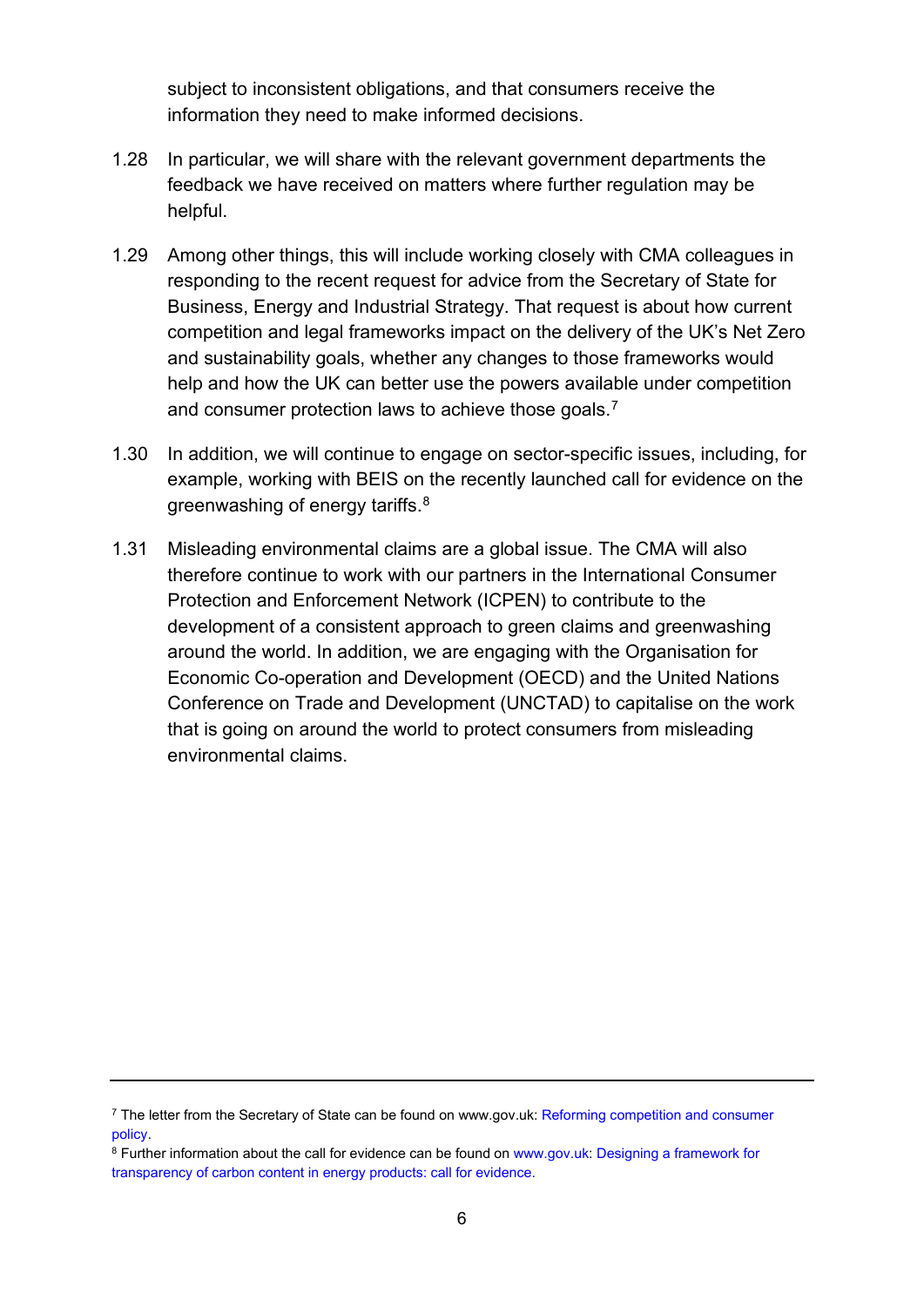subject to inconsistent obligations, and that consumers receive the information they need to make informed decisions.

1.28 In particular, we will share with the relevant government departments the feedback we have received on matters where further regulation may be helpful.

1.29 Among other things, this will include working closely with CMA colleagues in responding to the recent request for advice from the Secretary of State for Business, Energy and Industrial Strategy. That request is about how current competition and legal frameworks impact on the delivery of the UK's Net Zero and sustainability goals, whether any changes to those frameworks would help and how the UK can better use the powers available under competition and consumer protection laws to achieve those goals.[7]

1.30 In addition, we will continue to engage on sector-specific issues, including, for example, working with BEIS on the recently launched call for evidence on the greenwashing of energy tariffs.[8]

1.31 Misleading environmental claims are a global issue. The CMA will also therefore continue to work with our partners in the International Consumer Protection and Enforcement Network (ICPEN) to contribute to the development of a consistent approach to green claims and greenwashing around the world. In addition, we are engaging with the Organisation for Economic Co-operation and Development (OECD) and the United Nations Conference on Trade and Development (UNCTAD) to capitalise on the work that is going on around the world to protect consumers from misleading environmental claims.

---

[7] The letter from the Secretary of State can be found on www.gov.uk: Reforming competition and consumer policy.

[8] Further information about the call for evidence can be found on www.gov.uk: Designing a framework for transparency of carbon content in energy products: call for evidence.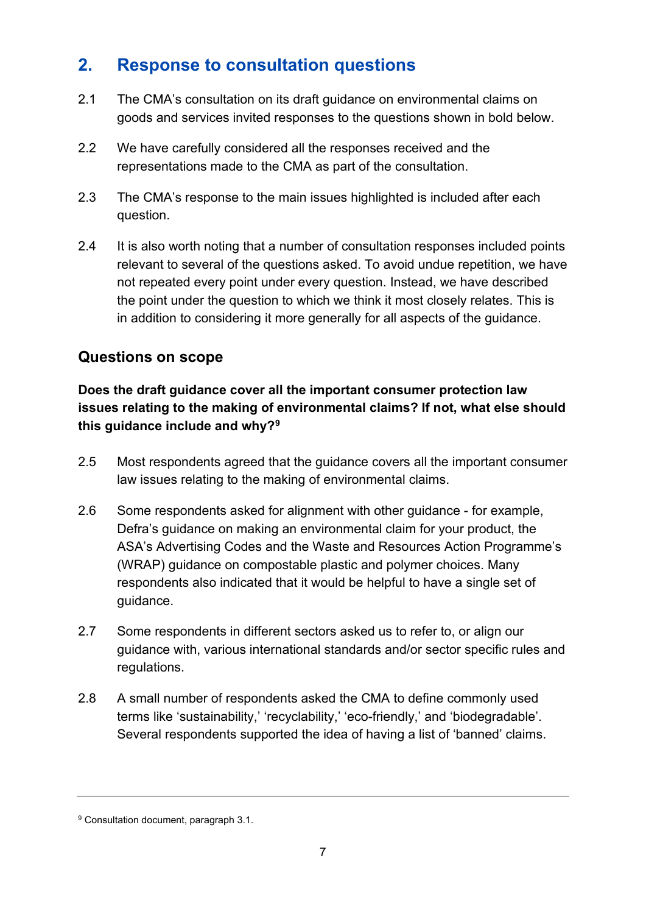## 2. Response to consultation questions

2.1 The CMA's consultation on its draft guidance on environmental claims on goods and services invited responses to the questions shown in bold below.

2.2 We have carefully considered all the responses received and the representations made to the CMA as part of the consultation.

2.3 The CMA's response to the main issues highlighted is included after each question.

2.4 It is also worth noting that a number of consultation responses included points relevant to several of the questions asked. To avoid undue repetition, we have not repeated every point under every question. Instead, we have described the point under the question to which we think it most closely relates. This is in addition to considering it more generally for all aspects of the guidance.

### Questions on scope

**Does the draft guidance cover all the important consumer protection law issues relating to the making of environmental claims? If not, what else should this guidance include and why?**[9]

2.5 Most respondents agreed that the guidance covers all the important consumer law issues relating to the making of environmental claims.

2.6 Some respondents asked for alignment with other guidance - for example, Defra's guidance on making an environmental claim for your product, the ASA's Advertising Codes and the Waste and Resources Action Programme's (WRAP) guidance on compostable plastic and polymer choices. Many respondents also indicated that it would be helpful to have a single set of guidance.

2.7 Some respondents in different sectors asked us to refer to, or align our guidance with, various international standards and/or sector specific rules and regulations.

2.8 A small number of respondents asked the CMA to define commonly used terms like 'sustainability,' 'recyclability,' 'eco-friendly,' and 'biodegradable'. Several respondents supported the idea of having a list of 'banned' claims.

---

[9] Consultation document, paragraph 3.1.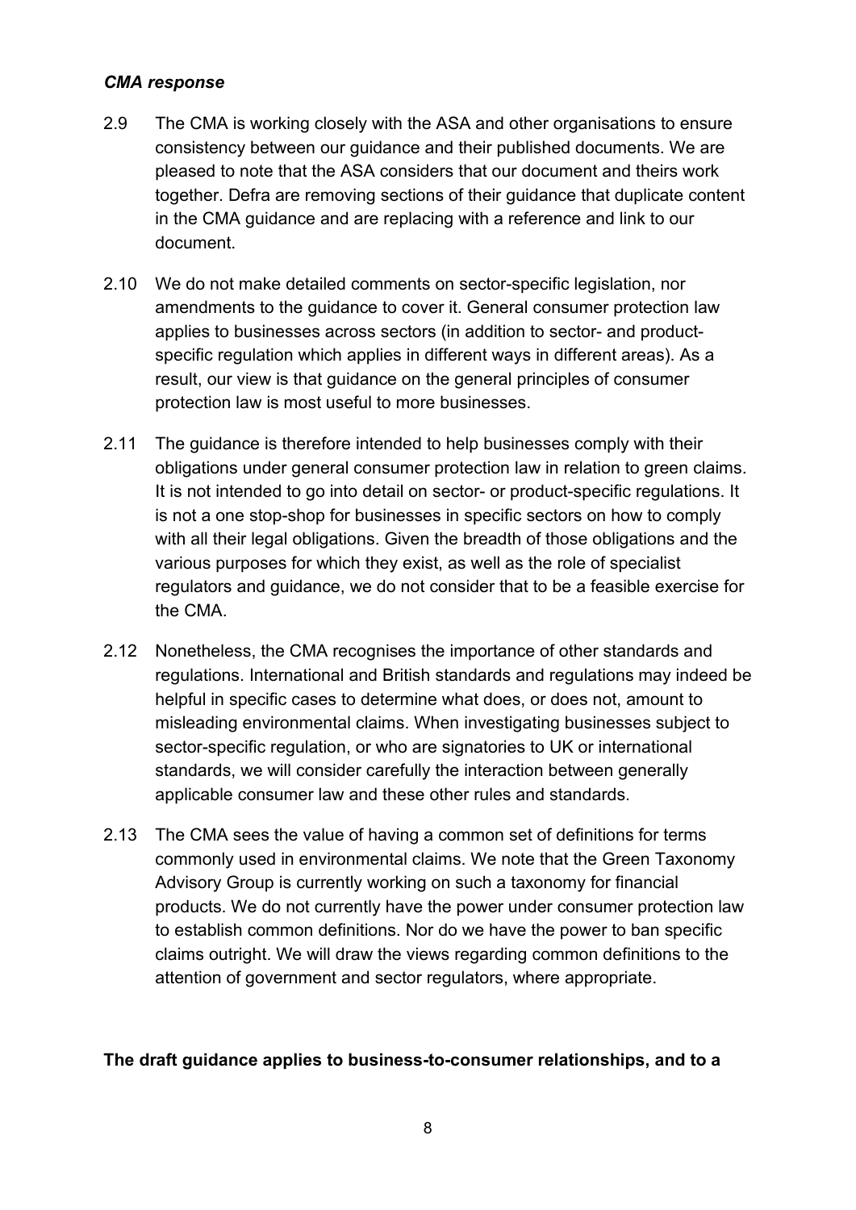### *CMA response*

2.9 The CMA is working closely with the ASA and other organisations to ensure consistency between our guidance and their published documents. We are pleased to note that the ASA considers that our document and theirs work together. Defra are removing sections of their guidance that duplicate content in the CMA guidance and are replacing with a reference and link to our document.

2.10 We do not make detailed comments on sector-specific legislation, nor amendments to the guidance to cover it. General consumer protection law applies to businesses across sectors (in addition to sector- and product-specific regulation which applies in different ways in different areas). As a result, our view is that guidance on the general principles of consumer protection law is most useful to more businesses.

2.11 The guidance is therefore intended to help businesses comply with their obligations under general consumer protection law in relation to green claims. It is not intended to go into detail on sector- or product-specific regulations. It is not a one stop-shop for businesses in specific sectors on how to comply with all their legal obligations. Given the breadth of those obligations and the various purposes for which they exist, as well as the role of specialist regulators and guidance, we do not consider that to be a feasible exercise for the CMA.

2.12 Nonetheless, the CMA recognises the importance of other standards and regulations. International and British standards and regulations may indeed be helpful in specific cases to determine what does, or does not, amount to misleading environmental claims. When investigating businesses subject to sector-specific regulation, or who are signatories to UK or international standards, we will consider carefully the interaction between generally applicable consumer law and these other rules and standards.

2.13 The CMA sees the value of having a common set of definitions for terms commonly used in environmental claims. We note that the Green Taxonomy Advisory Group is currently working on such a taxonomy for financial products. We do not currently have the power under consumer protection law to establish common definitions. Nor do we have the power to ban specific claims outright. We will draw the views regarding common definitions to the attention of government and sector regulators, where appropriate.

**The draft guidance applies to business-to-consumer relationships, and to a**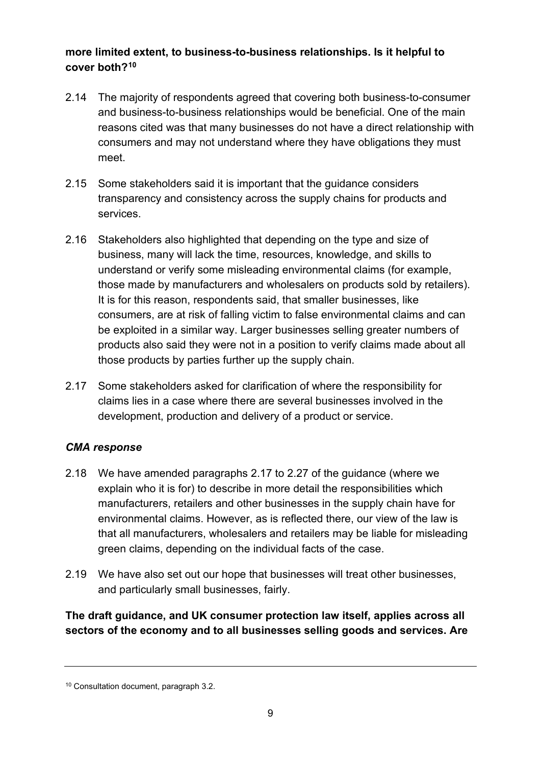**more limited extent, to business-to-business relationships. Is it helpful to cover both?[10]**

2.14 The majority of respondents agreed that covering both business-to-consumer and business-to-business relationships would be beneficial. One of the main reasons cited was that many businesses do not have a direct relationship with consumers and may not understand where they have obligations they must meet.

2.15 Some stakeholders said it is important that the guidance considers transparency and consistency across the supply chains for products and services.

2.16 Stakeholders also highlighted that depending on the type and size of business, many will lack the time, resources, knowledge, and skills to understand or verify some misleading environmental claims (for example, those made by manufacturers and wholesalers on products sold by retailers). It is for this reason, respondents said, that smaller businesses, like consumers, are at risk of falling victim to false environmental claims and can be exploited in a similar way. Larger businesses selling greater numbers of products also said they were not in a position to verify claims made about all those products by parties further up the supply chain.

2.17 Some stakeholders asked for clarification of where the responsibility for claims lies in a case where there are several businesses involved in the development, production and delivery of a product or service.

### *CMA response*

2.18 We have amended paragraphs 2.17 to 2.27 of the guidance (where we explain who it is for) to describe in more detail the responsibilities which manufacturers, retailers and other businesses in the supply chain have for environmental claims. However, as is reflected there, our view of the law is that all manufacturers, wholesalers and retailers may be liable for misleading green claims, depending on the individual facts of the case.

2.19 We have also set out our hope that businesses will treat other businesses, and particularly small businesses, fairly.

**The draft guidance, and UK consumer protection law itself, applies across all sectors of the economy and to all businesses selling goods and services. Are**

---

[10] Consultation document, paragraph 3.2.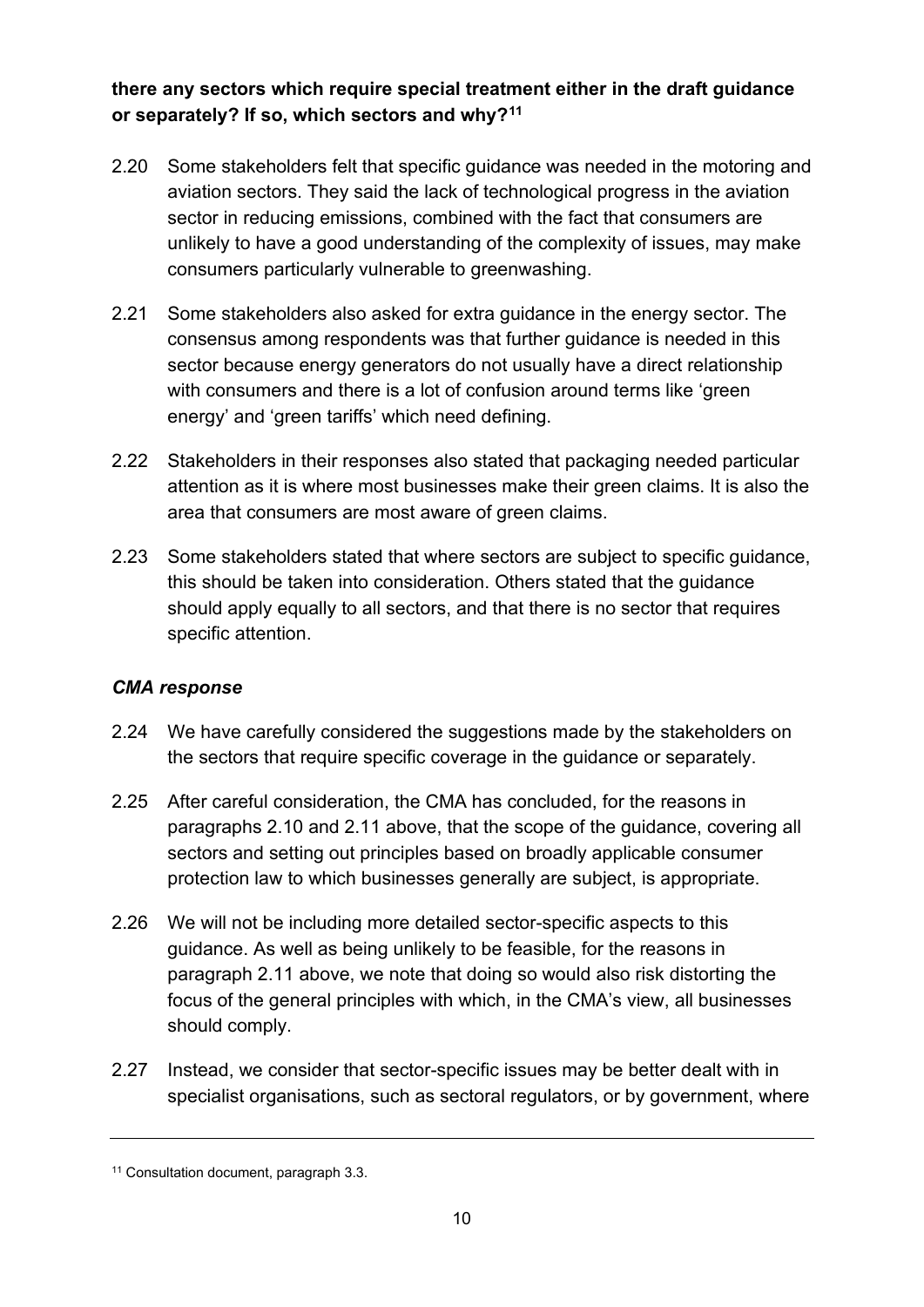**there any sectors which require special treatment either in the draft guidance or separately? If so, which sectors and why?[11]**

2.20 Some stakeholders felt that specific guidance was needed in the motoring and aviation sectors. They said the lack of technological progress in the aviation sector in reducing emissions, combined with the fact that consumers are unlikely to have a good understanding of the complexity of issues, may make consumers particularly vulnerable to greenwashing.

2.21 Some stakeholders also asked for extra guidance in the energy sector. The consensus among respondents was that further guidance is needed in this sector because energy generators do not usually have a direct relationship with consumers and there is a lot of confusion around terms like 'green energy' and 'green tariffs' which need defining.

2.22 Stakeholders in their responses also stated that packaging needed particular attention as it is where most businesses make their green claims. It is also the area that consumers are most aware of green claims.

2.23 Some stakeholders stated that where sectors are subject to specific guidance, this should be taken into consideration. Others stated that the guidance should apply equally to all sectors, and that there is no sector that requires specific attention.

### *CMA response*

2.24 We have carefully considered the suggestions made by the stakeholders on the sectors that require specific coverage in the guidance or separately.

2.25 After careful consideration, the CMA has concluded, for the reasons in paragraphs 2.10 and 2.11 above, that the scope of the guidance, covering all sectors and setting out principles based on broadly applicable consumer protection law to which businesses generally are subject, is appropriate.

2.26 We will not be including more detailed sector-specific aspects to this guidance. As well as being unlikely to be feasible, for the reasons in paragraph 2.11 above, we note that doing so would also risk distorting the focus of the general principles with which, in the CMA's view, all businesses should comply.

2.27 Instead, we consider that sector-specific issues may be better dealt with in specialist organisations, such as sectoral regulators, or by government, where

---

[11] Consultation document, paragraph 3.3.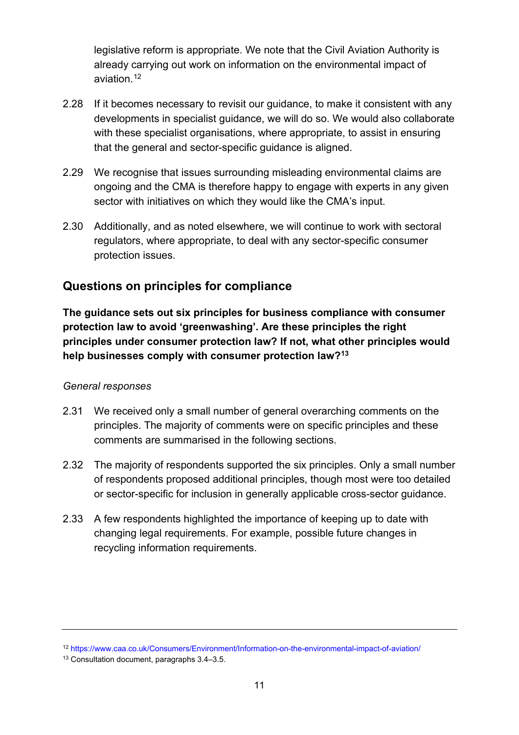legislative reform is appropriate. We note that the Civil Aviation Authority is already carrying out work on information on the environmental impact of aviation.[12]

2.28 If it becomes necessary to revisit our guidance, to make it consistent with any developments in specialist guidance, we will do so. We would also collaborate with these specialist organisations, where appropriate, to assist in ensuring that the general and sector-specific guidance is aligned.

2.29 We recognise that issues surrounding misleading environmental claims are ongoing and the CMA is therefore happy to engage with experts in any given sector with initiatives on which they would like the CMA's input.

2.30 Additionally, and as noted elsewhere, we will continue to work with sectoral regulators, where appropriate, to deal with any sector-specific consumer protection issues.

## Questions on principles for compliance

**The guidance sets out six principles for business compliance with consumer protection law to avoid 'greenwashing'. Are these principles the right principles under consumer protection law? If not, what other principles would help businesses comply with consumer protection law?[13]**

*General responses*

2.31 We received only a small number of general overarching comments on the principles. The majority of comments were on specific principles and these comments are summarised in the following sections.

2.32 The majority of respondents supported the six principles. Only a small number of respondents proposed additional principles, though most were too detailed or sector-specific for inclusion in generally applicable cross-sector guidance.

2.33 A few respondents highlighted the importance of keeping up to date with changing legal requirements. For example, possible future changes in recycling information requirements.

---

[12] https://www.caa.co.uk/Consumers/Environment/Information-on-the-environmental-impact-of-aviation/

[13] Consultation document, paragraphs 3.4–3.5.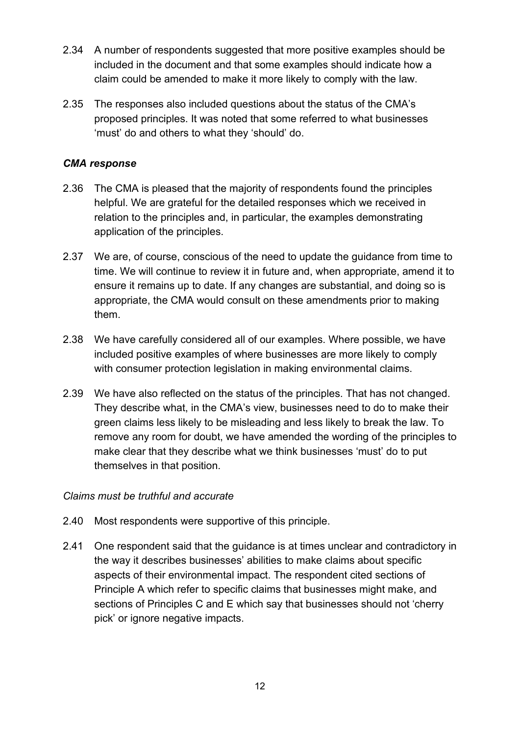2.34 A number of respondents suggested that more positive examples should be included in the document and that some examples should indicate how a claim could be amended to make it more likely to comply with the law.

2.35 The responses also included questions about the status of the CMA's proposed principles. It was noted that some referred to what businesses 'must' do and others to what they 'should' do.

### *CMA response*

2.36 The CMA is pleased that the majority of respondents found the principles helpful. We are grateful for the detailed responses which we received in relation to the principles and, in particular, the examples demonstrating application of the principles.

2.37 We are, of course, conscious of the need to update the guidance from time to time. We will continue to review it in future and, when appropriate, amend it to ensure it remains up to date. If any changes are substantial, and doing so is appropriate, the CMA would consult on these amendments prior to making them.

2.38 We have carefully considered all of our examples. Where possible, we have included positive examples of where businesses are more likely to comply with consumer protection legislation in making environmental claims.

2.39 We have also reflected on the status of the principles. That has not changed. They describe what, in the CMA's view, businesses need to do to make their green claims less likely to be misleading and less likely to break the law. To remove any room for doubt, we have amended the wording of the principles to make clear that they describe what we think businesses 'must' do to put themselves in that position.

#### *Claims must be truthful and accurate*

2.40 Most respondents were supportive of this principle.

2.41 One respondent said that the guidance is at times unclear and contradictory in the way it describes businesses' abilities to make claims about specific aspects of their environmental impact. The respondent cited sections of Principle A which refer to specific claims that businesses might make, and sections of Principles C and E which say that businesses should not 'cherry pick' or ignore negative impacts.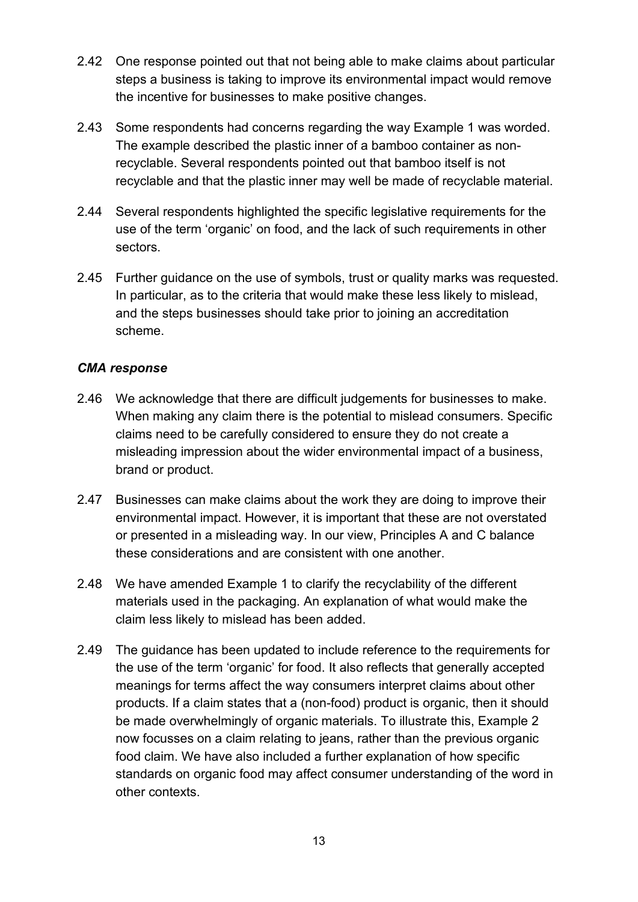2.42 One response pointed out that not being able to make claims about particular steps a business is taking to improve its environmental impact would remove the incentive for businesses to make positive changes.

2.43 Some respondents had concerns regarding the way Example 1 was worded. The example described the plastic inner of a bamboo container as non-recyclable. Several respondents pointed out that bamboo itself is not recyclable and that the plastic inner may well be made of recyclable material.

2.44 Several respondents highlighted the specific legislative requirements for the use of the term 'organic' on food, and the lack of such requirements in other sectors.

2.45 Further guidance on the use of symbols, trust or quality marks was requested. In particular, as to the criteria that would make these less likely to mislead, and the steps businesses should take prior to joining an accreditation scheme.

***CMA response***

2.46 We acknowledge that there are difficult judgements for businesses to make. When making any claim there is the potential to mislead consumers. Specific claims need to be carefully considered to ensure they do not create a misleading impression about the wider environmental impact of a business, brand or product.

2.47 Businesses can make claims about the work they are doing to improve their environmental impact. However, it is important that these are not overstated or presented in a misleading way. In our view, Principles A and C balance these considerations and are consistent with one another.

2.48 We have amended Example 1 to clarify the recyclability of the different materials used in the packaging. An explanation of what would make the claim less likely to mislead has been added.

2.49 The guidance has been updated to include reference to the requirements for the use of the term 'organic' for food. It also reflects that generally accepted meanings for terms affect the way consumers interpret claims about other products. If a claim states that a (non-food) product is organic, then it should be made overwhelmingly of organic materials. To illustrate this, Example 2 now focusses on a claim relating to jeans, rather than the previous organic food claim. We have also included a further explanation of how specific standards on organic food may affect consumer understanding of the word in other contexts.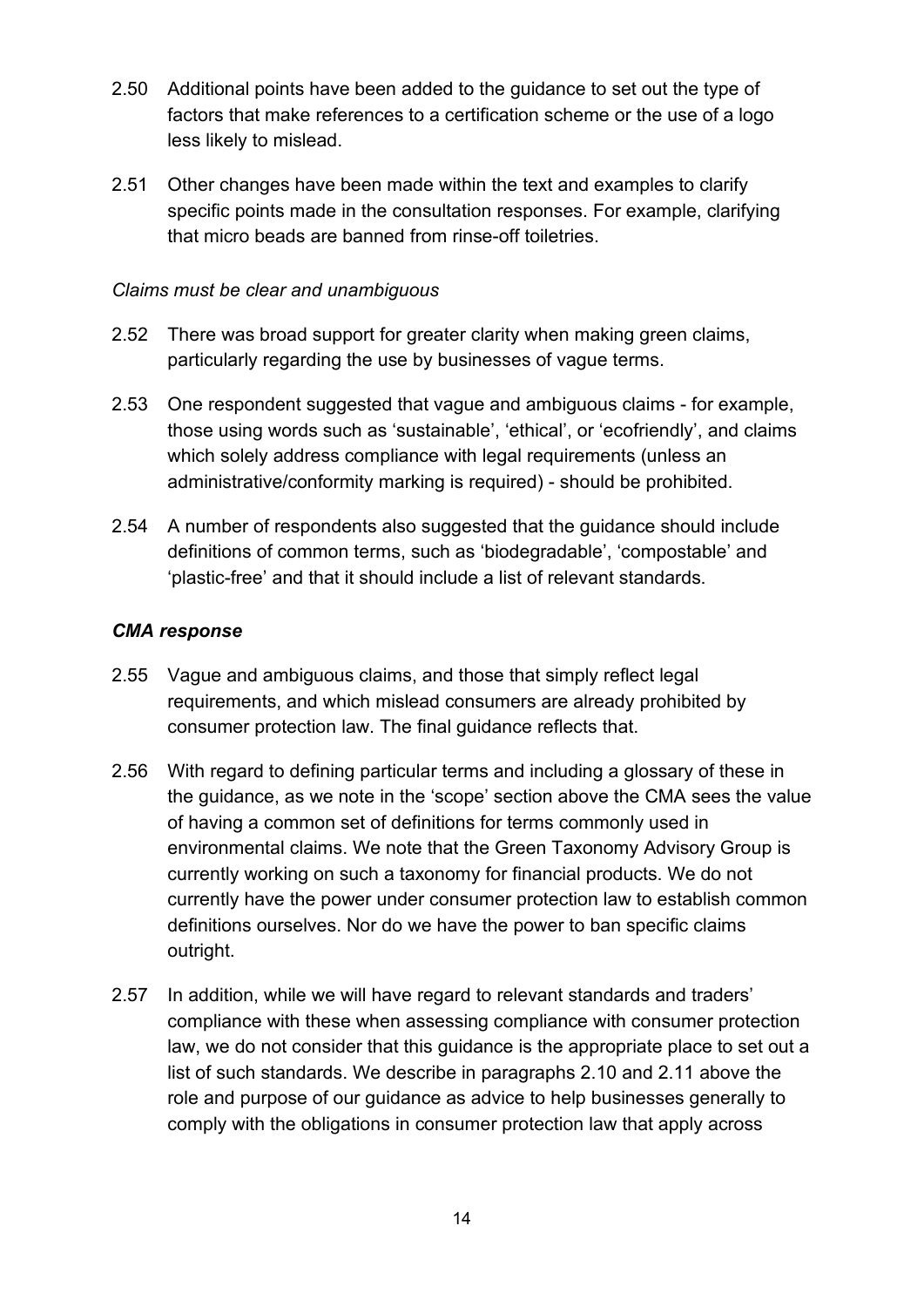2.50 Additional points have been added to the guidance to set out the type of factors that make references to a certification scheme or the use of a logo less likely to mislead.

2.51 Other changes have been made within the text and examples to clarify specific points made in the consultation responses. For example, clarifying that micro beads are banned from rinse-off toiletries.

*Claims must be clear and unambiguous*

2.52 There was broad support for greater clarity when making green claims, particularly regarding the use by businesses of vague terms.

2.53 One respondent suggested that vague and ambiguous claims - for example, those using words such as 'sustainable', 'ethical', or 'ecofriendly', and claims which solely address compliance with legal requirements (unless an administrative/conformity marking is required) - should be prohibited.

2.54 A number of respondents also suggested that the guidance should include definitions of common terms, such as 'biodegradable', 'compostable' and 'plastic-free' and that it should include a list of relevant standards.

***CMA response***

2.55 Vague and ambiguous claims, and those that simply reflect legal requirements, and which mislead consumers are already prohibited by consumer protection law. The final guidance reflects that.

2.56 With regard to defining particular terms and including a glossary of these in the guidance, as we note in the 'scope' section above the CMA sees the value of having a common set of definitions for terms commonly used in environmental claims. We note that the Green Taxonomy Advisory Group is currently working on such a taxonomy for financial products. We do not currently have the power under consumer protection law to establish common definitions ourselves. Nor do we have the power to ban specific claims outright.

2.57 In addition, while we will have regard to relevant standards and traders' compliance with these when assessing compliance with consumer protection law, we do not consider that this guidance is the appropriate place to set out a list of such standards. We describe in paragraphs 2.10 and 2.11 above the role and purpose of our guidance as advice to help businesses generally to comply with the obligations in consumer protection law that apply across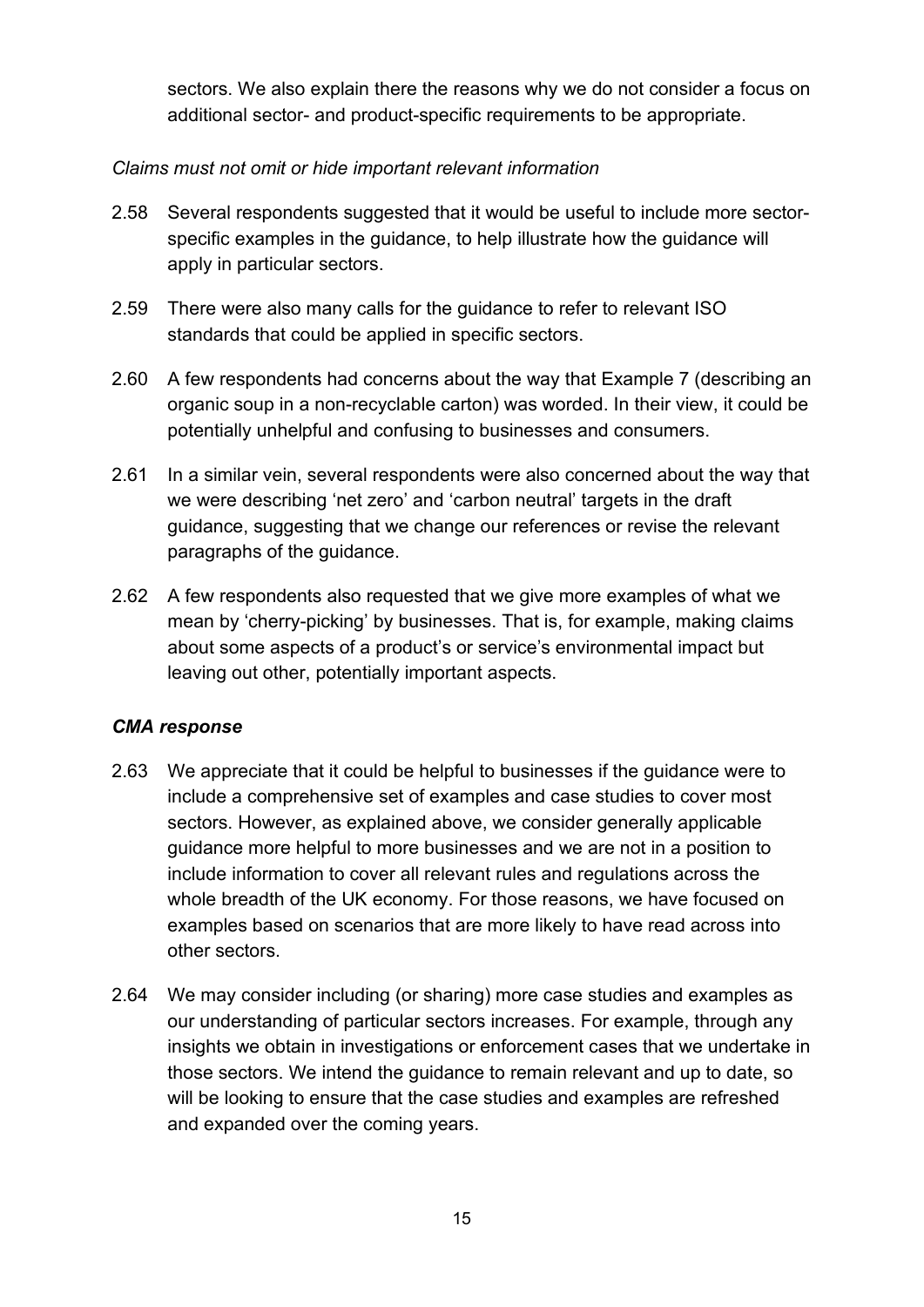sectors. We also explain there the reasons why we do not consider a focus on additional sector- and product-specific requirements to be appropriate.

*Claims must not omit or hide important relevant information*

2.58 Several respondents suggested that it would be useful to include more sector-specific examples in the guidance, to help illustrate how the guidance will apply in particular sectors.

2.59 There were also many calls for the guidance to refer to relevant ISO standards that could be applied in specific sectors.

2.60 A few respondents had concerns about the way that Example 7 (describing an organic soup in a non-recyclable carton) was worded. In their view, it could be potentially unhelpful and confusing to businesses and consumers.

2.61 In a similar vein, several respondents were also concerned about the way that we were describing 'net zero' and 'carbon neutral' targets in the draft guidance, suggesting that we change our references or revise the relevant paragraphs of the guidance.

2.62 A few respondents also requested that we give more examples of what we mean by 'cherry-picking' by businesses. That is, for example, making claims about some aspects of a product's or service's environmental impact but leaving out other, potentially important aspects.

***CMA response***

2.63 We appreciate that it could be helpful to businesses if the guidance were to include a comprehensive set of examples and case studies to cover most sectors. However, as explained above, we consider generally applicable guidance more helpful to more businesses and we are not in a position to include information to cover all relevant rules and regulations across the whole breadth of the UK economy. For those reasons, we have focused on examples based on scenarios that are more likely to have read across into other sectors.

2.64 We may consider including (or sharing) more case studies and examples as our understanding of particular sectors increases. For example, through any insights we obtain in investigations or enforcement cases that we undertake in those sectors. We intend the guidance to remain relevant and up to date, so will be looking to ensure that the case studies and examples are refreshed and expanded over the coming years.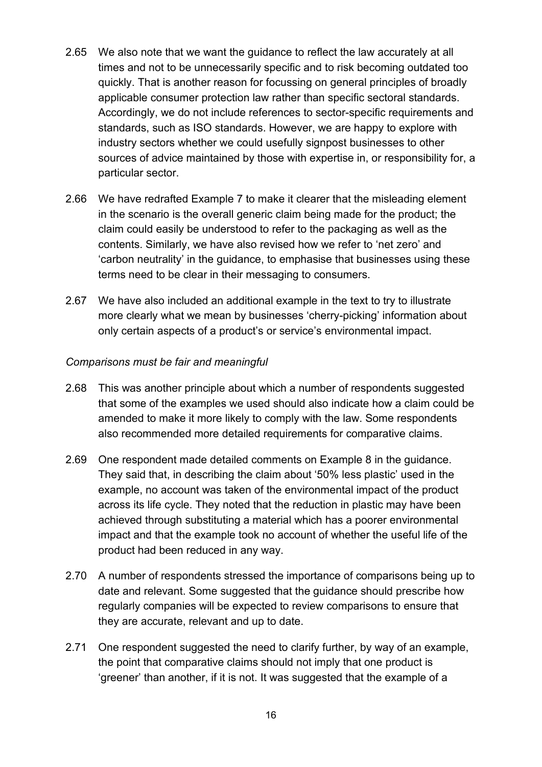2.65 We also note that we want the guidance to reflect the law accurately at all times and not to be unnecessarily specific and to risk becoming outdated too quickly. That is another reason for focussing on general principles of broadly applicable consumer protection law rather than specific sectoral standards. Accordingly, we do not include references to sector-specific requirements and standards, such as ISO standards. However, we are happy to explore with industry sectors whether we could usefully signpost businesses to other sources of advice maintained by those with expertise in, or responsibility for, a particular sector.

2.66 We have redrafted Example 7 to make it clearer that the misleading element in the scenario is the overall generic claim being made for the product; the claim could easily be understood to refer to the packaging as well as the contents. Similarly, we have also revised how we refer to 'net zero' and 'carbon neutrality' in the guidance, to emphasise that businesses using these terms need to be clear in their messaging to consumers.

2.67 We have also included an additional example in the text to try to illustrate more clearly what we mean by businesses 'cherry-picking' information about only certain aspects of a product's or service's environmental impact.

*Comparisons must be fair and meaningful*

2.68 This was another principle about which a number of respondents suggested that some of the examples we used should also indicate how a claim could be amended to make it more likely to comply with the law. Some respondents also recommended more detailed requirements for comparative claims.

2.69 One respondent made detailed comments on Example 8 in the guidance. They said that, in describing the claim about '50% less plastic' used in the example, no account was taken of the environmental impact of the product across its life cycle. They noted that the reduction in plastic may have been achieved through substituting a material which has a poorer environmental impact and that the example took no account of whether the useful life of the product had been reduced in any way.

2.70 A number of respondents stressed the importance of comparisons being up to date and relevant. Some suggested that the guidance should prescribe how regularly companies will be expected to review comparisons to ensure that they are accurate, relevant and up to date.

2.71 One respondent suggested the need to clarify further, by way of an example, the point that comparative claims should not imply that one product is 'greener' than another, if it is not. It was suggested that the example of a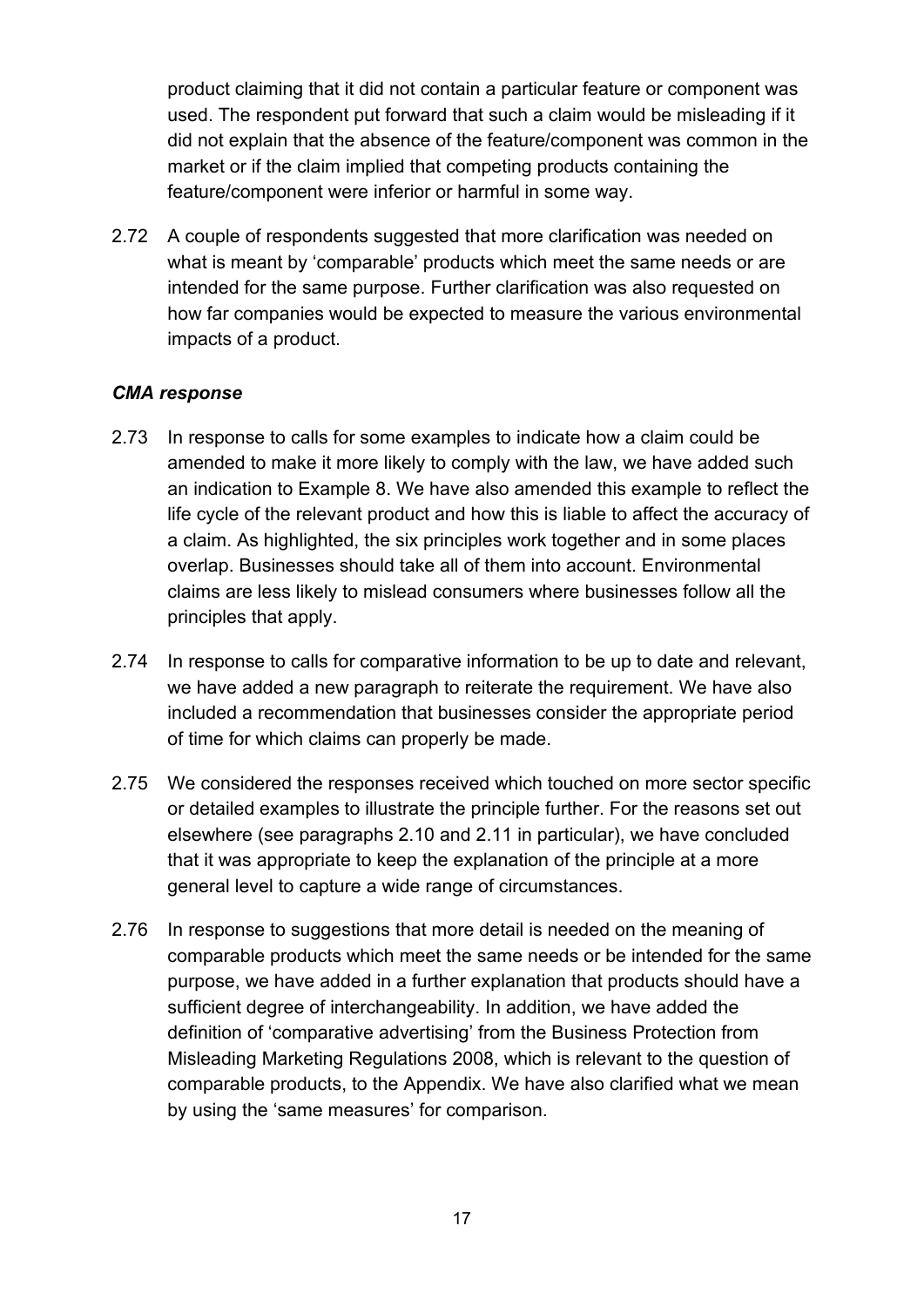product claiming that it did not contain a particular feature or component was used. The respondent put forward that such a claim would be misleading if it did not explain that the absence of the feature/component was common in the market or if the claim implied that competing products containing the feature/component were inferior or harmful in some way.

2.72 A couple of respondents suggested that more clarification was needed on what is meant by 'comparable' products which meet the same needs or are intended for the same purpose. Further clarification was also requested on how far companies would be expected to measure the various environmental impacts of a product.

### *CMA response*

2.73 In response to calls for some examples to indicate how a claim could be amended to make it more likely to comply with the law, we have added such an indication to Example 8. We have also amended this example to reflect the life cycle of the relevant product and how this is liable to affect the accuracy of a claim. As highlighted, the six principles work together and in some places overlap. Businesses should take all of them into account. Environmental claims are less likely to mislead consumers where businesses follow all the principles that apply.

2.74 In response to calls for comparative information to be up to date and relevant, we have added a new paragraph to reiterate the requirement. We have also included a recommendation that businesses consider the appropriate period of time for which claims can properly be made.

2.75 We considered the responses received which touched on more sector specific or detailed examples to illustrate the principle further. For the reasons set out elsewhere (see paragraphs 2.10 and 2.11 in particular), we have concluded that it was appropriate to keep the explanation of the principle at a more general level to capture a wide range of circumstances.

2.76 In response to suggestions that more detail is needed on the meaning of comparable products which meet the same needs or be intended for the same purpose, we have added in a further explanation that products should have a sufficient degree of interchangeability. In addition, we have added the definition of 'comparative advertising' from the Business Protection from Misleading Marketing Regulations 2008, which is relevant to the question of comparable products, to the Appendix. We have also clarified what we mean by using the 'same measures' for comparison.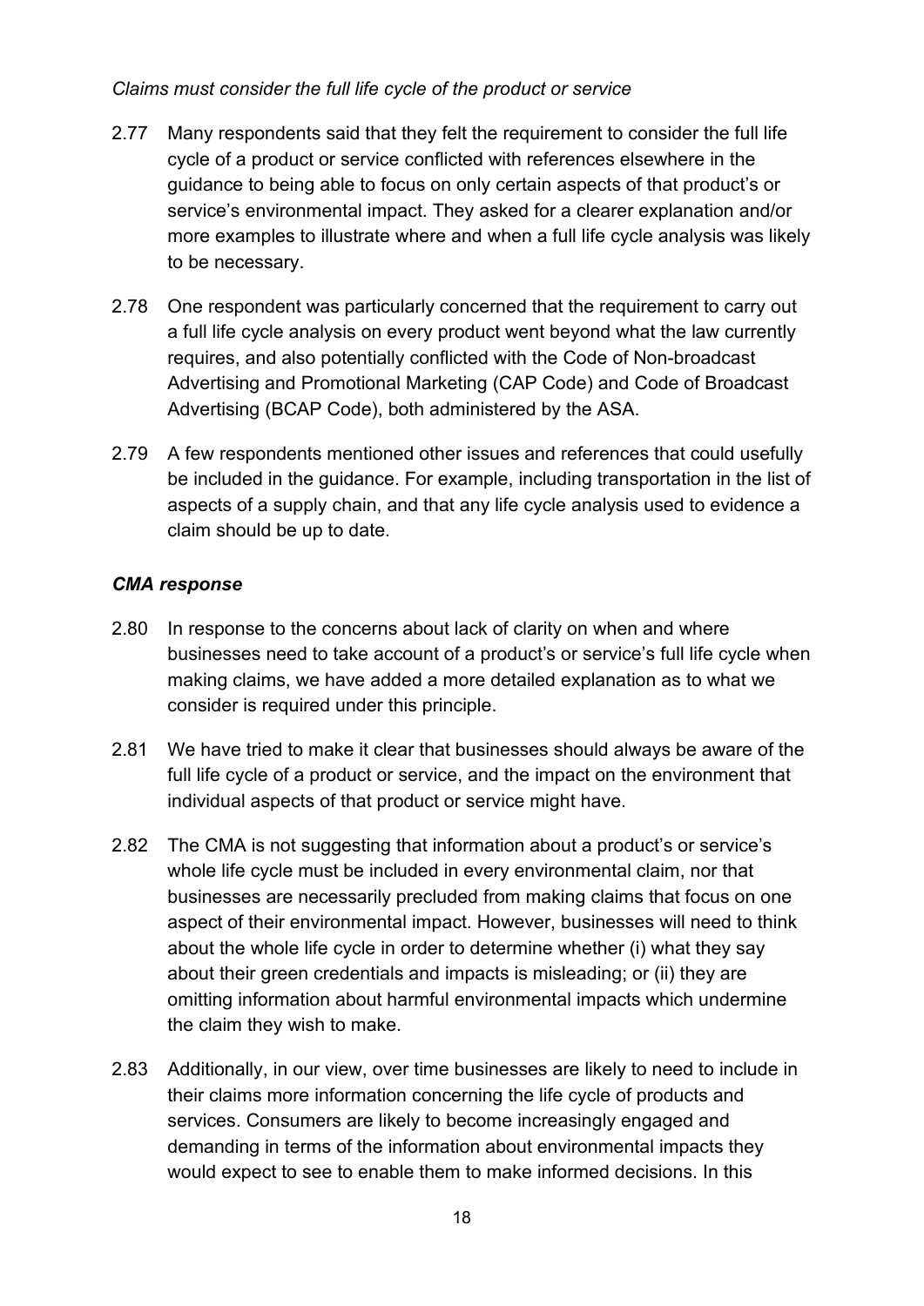*Claims must consider the full life cycle of the product or service*

2.77 Many respondents said that they felt the requirement to consider the full life cycle of a product or service conflicted with references elsewhere in the guidance to being able to focus on only certain aspects of that product's or service's environmental impact. They asked for a clearer explanation and/or more examples to illustrate where and when a full life cycle analysis was likely to be necessary.

2.78 One respondent was particularly concerned that the requirement to carry out a full life cycle analysis on every product went beyond what the law currently requires, and also potentially conflicted with the Code of Non-broadcast Advertising and Promotional Marketing (CAP Code) and Code of Broadcast Advertising (BCAP Code), both administered by the ASA.

2.79 A few respondents mentioned other issues and references that could usefully be included in the guidance. For example, including transportation in the list of aspects of a supply chain, and that any life cycle analysis used to evidence a claim should be up to date.

***CMA response***

2.80 In response to the concerns about lack of clarity on when and where businesses need to take account of a product's or service's full life cycle when making claims, we have added a more detailed explanation as to what we consider is required under this principle.

2.81 We have tried to make it clear that businesses should always be aware of the full life cycle of a product or service, and the impact on the environment that individual aspects of that product or service might have.

2.82 The CMA is not suggesting that information about a product's or service's whole life cycle must be included in every environmental claim, nor that businesses are necessarily precluded from making claims that focus on one aspect of their environmental impact. However, businesses will need to think about the whole life cycle in order to determine whether (i) what they say about their green credentials and impacts is misleading; or (ii) they are omitting information about harmful environmental impacts which undermine the claim they wish to make.

2.83 Additionally, in our view, over time businesses are likely to need to include in their claims more information concerning the life cycle of products and services. Consumers are likely to become increasingly engaged and demanding in terms of the information about environmental impacts they would expect to see to enable them to make informed decisions. In this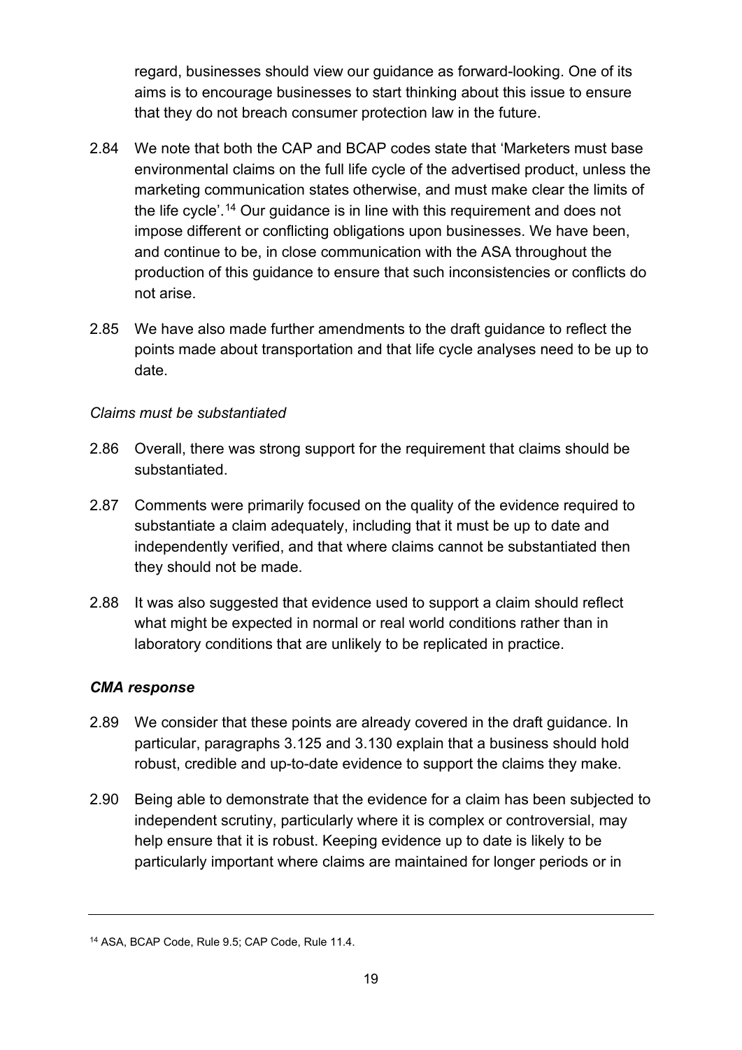regard, businesses should view our guidance as forward-looking. One of its aims is to encourage businesses to start thinking about this issue to ensure that they do not breach consumer protection law in the future.

2.84 We note that both the CAP and BCAP codes state that 'Marketers must base environmental claims on the full life cycle of the advertised product, unless the marketing communication states otherwise, and must make clear the limits of the life cycle'.[14] Our guidance is in line with this requirement and does not impose different or conflicting obligations upon businesses. We have been, and continue to be, in close communication with the ASA throughout the production of this guidance to ensure that such inconsistencies or conflicts do not arise.

2.85 We have also made further amendments to the draft guidance to reflect the points made about transportation and that life cycle analyses need to be up to date.

*Claims must be substantiated*

2.86 Overall, there was strong support for the requirement that claims should be substantiated.

2.87 Comments were primarily focused on the quality of the evidence required to substantiate a claim adequately, including that it must be up to date and independently verified, and that where claims cannot be substantiated then they should not be made.

2.88 It was also suggested that evidence used to support a claim should reflect what might be expected in normal or real world conditions rather than in laboratory conditions that are unlikely to be replicated in practice.

***CMA response***

2.89 We consider that these points are already covered in the draft guidance. In particular, paragraphs 3.125 and 3.130 explain that a business should hold robust, credible and up-to-date evidence to support the claims they make.

2.90 Being able to demonstrate that the evidence for a claim has been subjected to independent scrutiny, particularly where it is complex or controversial, may help ensure that it is robust. Keeping evidence up to date is likely to be particularly important where claims are maintained for longer periods or in

---

[14] ASA, BCAP Code, Rule 9.5; CAP Code, Rule 11.4.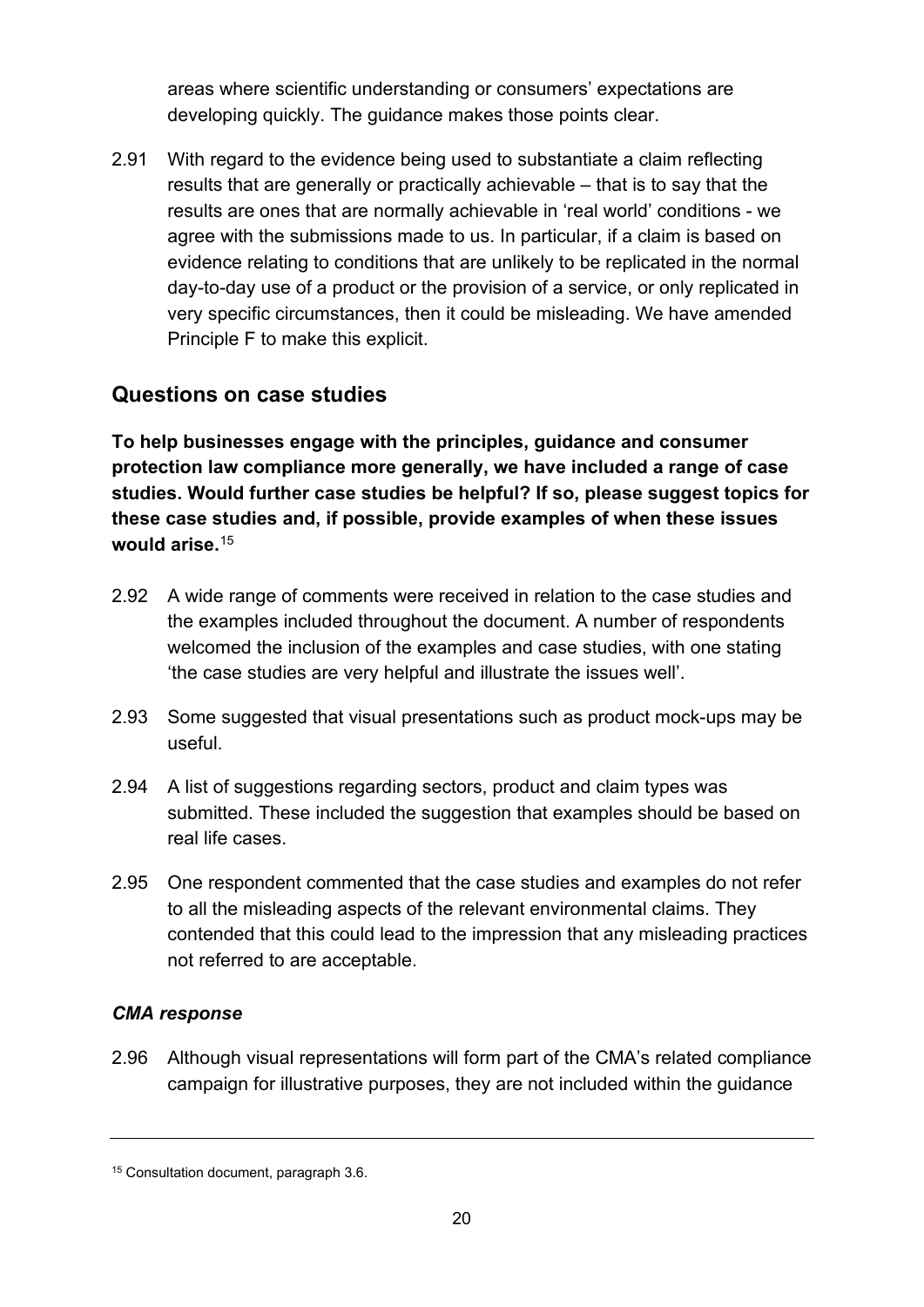areas where scientific understanding or consumers' expectations are developing quickly. The guidance makes those points clear.

2.91 With regard to the evidence being used to substantiate a claim reflecting results that are generally or practically achievable – that is to say that the results are ones that are normally achievable in 'real world' conditions - we agree with the submissions made to us. In particular, if a claim is based on evidence relating to conditions that are unlikely to be replicated in the normal day-to-day use of a product or the provision of a service, or only replicated in very specific circumstances, then it could be misleading. We have amended Principle F to make this explicit.

## Questions on case studies

**To help businesses engage with the principles, guidance and consumer protection law compliance more generally, we have included a range of case studies. Would further case studies be helpful? If so, please suggest topics for these case studies and, if possible, provide examples of when these issues would arise.**[15]

2.92 A wide range of comments were received in relation to the case studies and the examples included throughout the document. A number of respondents welcomed the inclusion of the examples and case studies, with one stating 'the case studies are very helpful and illustrate the issues well'.

2.93 Some suggested that visual presentations such as product mock-ups may be useful.

2.94 A list of suggestions regarding sectors, product and claim types was submitted. These included the suggestion that examples should be based on real life cases.

2.95 One respondent commented that the case studies and examples do not refer to all the misleading aspects of the relevant environmental claims. They contended that this could lead to the impression that any misleading practices not referred to are acceptable.

### *CMA response*

2.96 Although visual representations will form part of the CMA's related compliance campaign for illustrative purposes, they are not included within the guidance

[15] Consultation document, paragraph 3.6.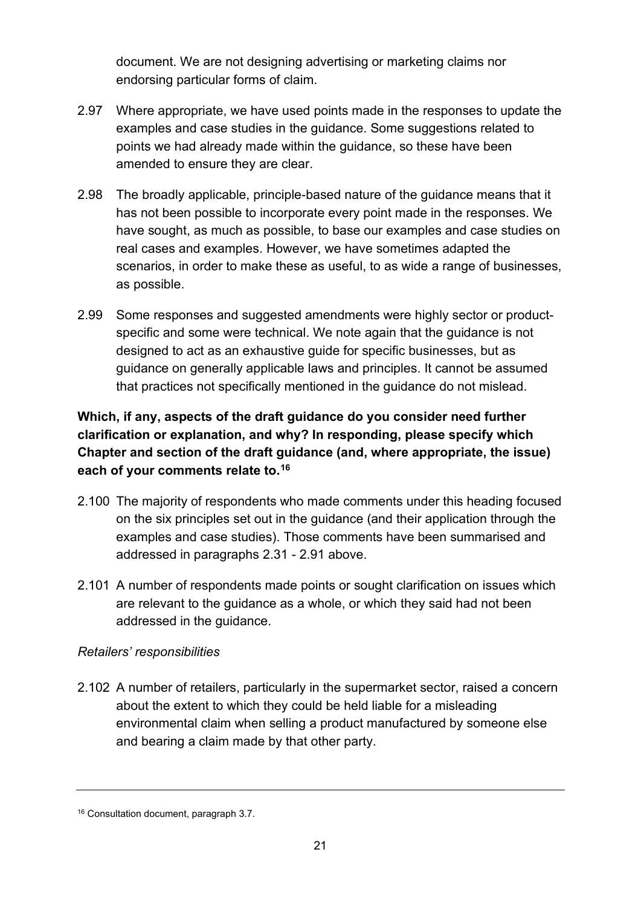document. We are not designing advertising or marketing claims nor endorsing particular forms of claim.

2.97 Where appropriate, we have used points made in the responses to update the examples and case studies in the guidance. Some suggestions related to points we had already made within the guidance, so these have been amended to ensure they are clear.

2.98 The broadly applicable, principle-based nature of the guidance means that it has not been possible to incorporate every point made in the responses. We have sought, as much as possible, to base our examples and case studies on real cases and examples. However, we have sometimes adapted the scenarios, in order to make these as useful, to as wide a range of businesses, as possible.

2.99 Some responses and suggested amendments were highly sector or product-specific and some were technical. We note again that the guidance is not designed to act as an exhaustive guide for specific businesses, but as guidance on generally applicable laws and principles. It cannot be assumed that practices not specifically mentioned in the guidance do not mislead.

**Which, if any, aspects of the draft guidance do you consider need further clarification or explanation, and why? In responding, please specify which Chapter and section of the draft guidance (and, where appropriate, the issue) each of your comments relate to.[16]**

2.100 The majority of respondents who made comments under this heading focused on the six principles set out in the guidance (and their application through the examples and case studies). Those comments have been summarised and addressed in paragraphs 2.31 - 2.91 above.

2.101 A number of respondents made points or sought clarification on issues which are relevant to the guidance as a whole, or which they said had not been addressed in the guidance.

*Retailers' responsibilities*

2.102 A number of retailers, particularly in the supermarket sector, raised a concern about the extent to which they could be held liable for a misleading environmental claim when selling a product manufactured by someone else and bearing a claim made by that other party.

---

[16] Consultation document, paragraph 3.7.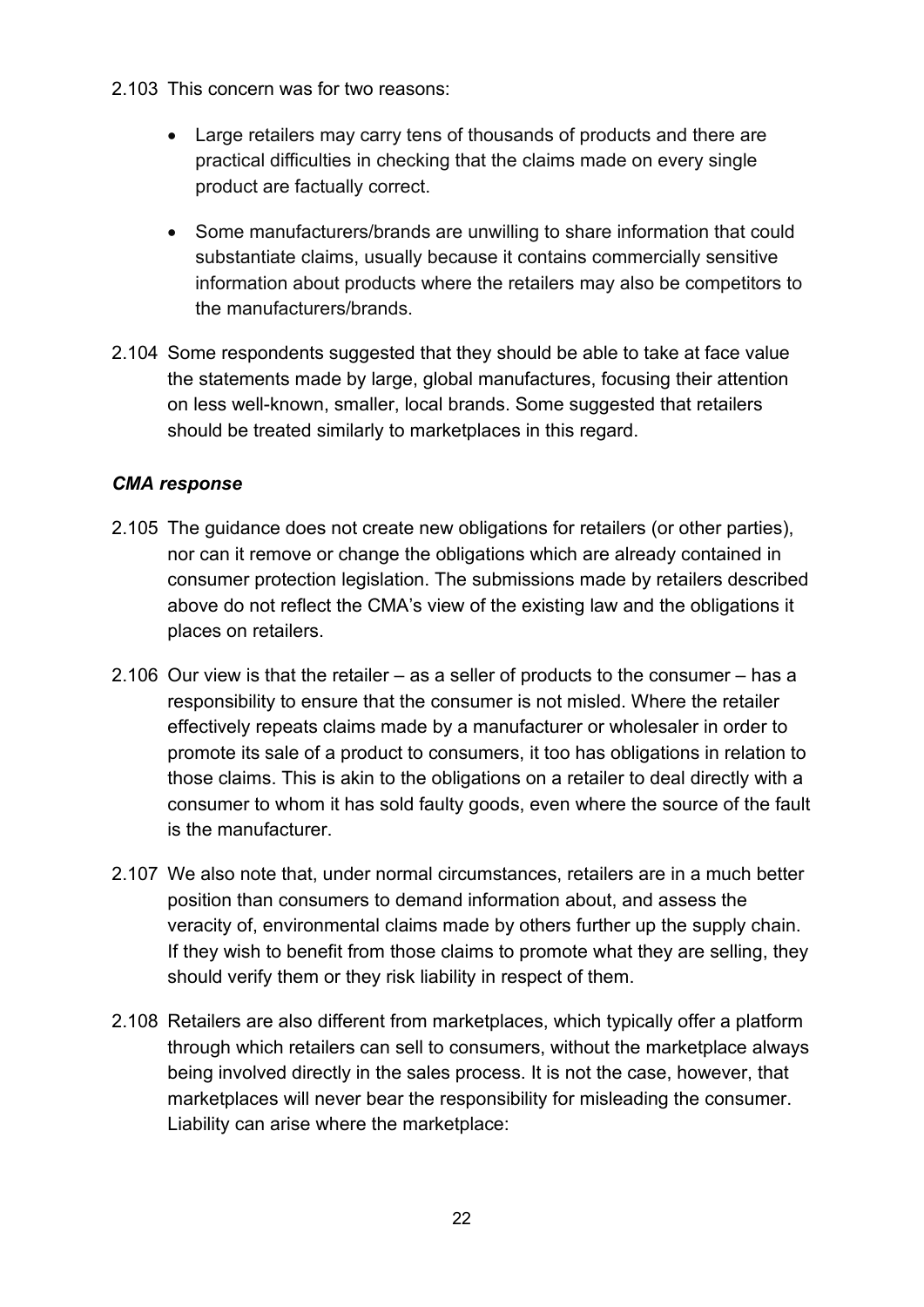2.103 This concern was for two reasons:

- Large retailers may carry tens of thousands of products and there are practical difficulties in checking that the claims made on every single product are factually correct.
- Some manufacturers/brands are unwilling to share information that could substantiate claims, usually because it contains commercially sensitive information about products where the retailers may also be competitors to the manufacturers/brands.

2.104 Some respondents suggested that they should be able to take at face value the statements made by large, global manufactures, focusing their attention on less well-known, smaller, local brands. Some suggested that retailers should be treated similarly to marketplaces in this regard.

### *CMA response*

2.105 The guidance does not create new obligations for retailers (or other parties), nor can it remove or change the obligations which are already contained in consumer protection legislation. The submissions made by retailers described above do not reflect the CMA's view of the existing law and the obligations it places on retailers.

2.106 Our view is that the retailer – as a seller of products to the consumer – has a responsibility to ensure that the consumer is not misled. Where the retailer effectively repeats claims made by a manufacturer or wholesaler in order to promote its sale of a product to consumers, it too has obligations in relation to those claims. This is akin to the obligations on a retailer to deal directly with a consumer to whom it has sold faulty goods, even where the source of the fault is the manufacturer.

2.107 We also note that, under normal circumstances, retailers are in a much better position than consumers to demand information about, and assess the veracity of, environmental claims made by others further up the supply chain. If they wish to benefit from those claims to promote what they are selling, they should verify them or they risk liability in respect of them.

2.108 Retailers are also different from marketplaces, which typically offer a platform through which retailers can sell to consumers, without the marketplace always being involved directly in the sales process. It is not the case, however, that marketplaces will never bear the responsibility for misleading the consumer. Liability can arise where the marketplace: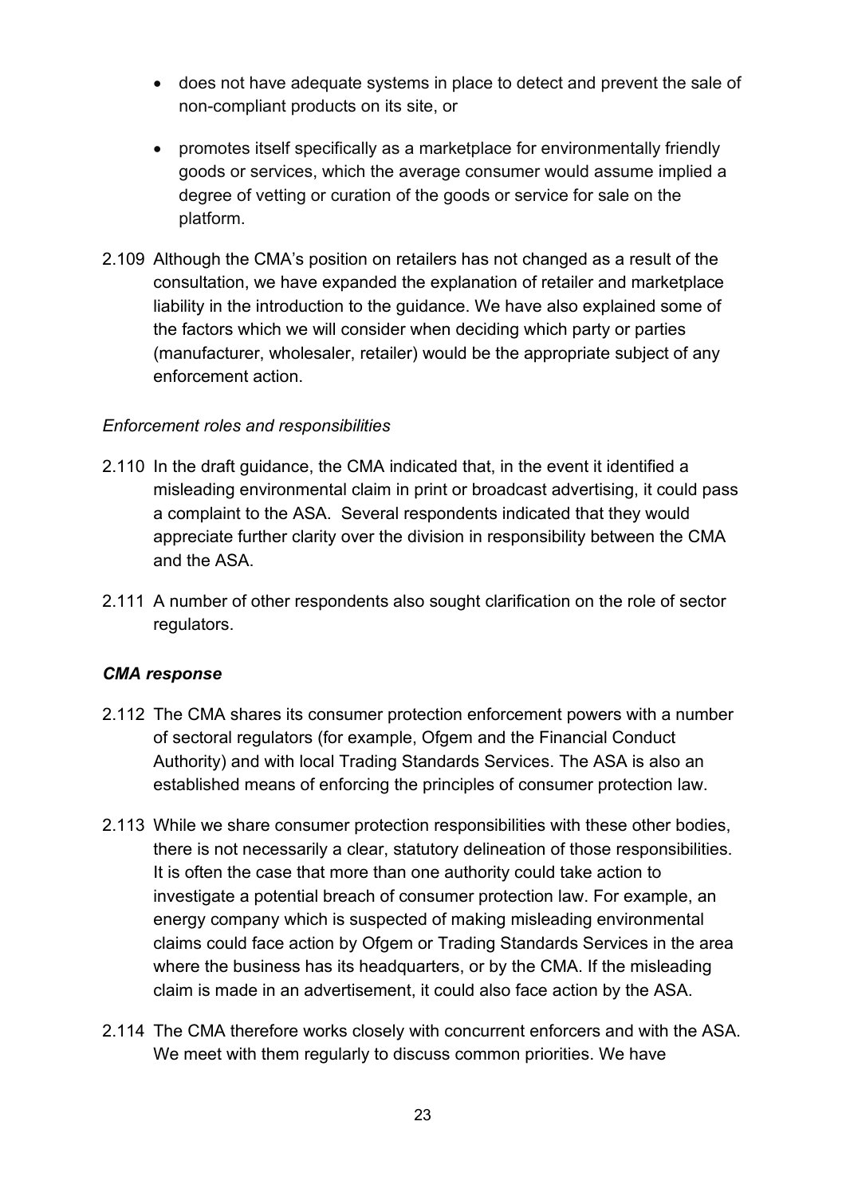- does not have adequate systems in place to detect and prevent the sale of non-compliant products on its site, or

- promotes itself specifically as a marketplace for environmentally friendly goods or services, which the average consumer would assume implied a degree of vetting or curation of the goods or service for sale on the platform.

2.109 Although the CMA's position on retailers has not changed as a result of the consultation, we have expanded the explanation of retailer and marketplace liability in the introduction to the guidance. We have also explained some of the factors which we will consider when deciding which party or parties (manufacturer, wholesaler, retailer) would be the appropriate subject of any enforcement action.

*Enforcement roles and responsibilities*

2.110 In the draft guidance, the CMA indicated that, in the event it identified a misleading environmental claim in print or broadcast advertising, it could pass a complaint to the ASA. Several respondents indicated that they would appreciate further clarity over the division in responsibility between the CMA and the ASA.

2.111 A number of other respondents also sought clarification on the role of sector regulators.

***CMA response***

2.112 The CMA shares its consumer protection enforcement powers with a number of sectoral regulators (for example, Ofgem and the Financial Conduct Authority) and with local Trading Standards Services. The ASA is also an established means of enforcing the principles of consumer protection law.

2.113 While we share consumer protection responsibilities with these other bodies, there is not necessarily a clear, statutory delineation of those responsibilities. It is often the case that more than one authority could take action to investigate a potential breach of consumer protection law. For example, an energy company which is suspected of making misleading environmental claims could face action by Ofgem or Trading Standards Services in the area where the business has its headquarters, or by the CMA. If the misleading claim is made in an advertisement, it could also face action by the ASA.

2.114 The CMA therefore works closely with concurrent enforcers and with the ASA. We meet with them regularly to discuss common priorities. We have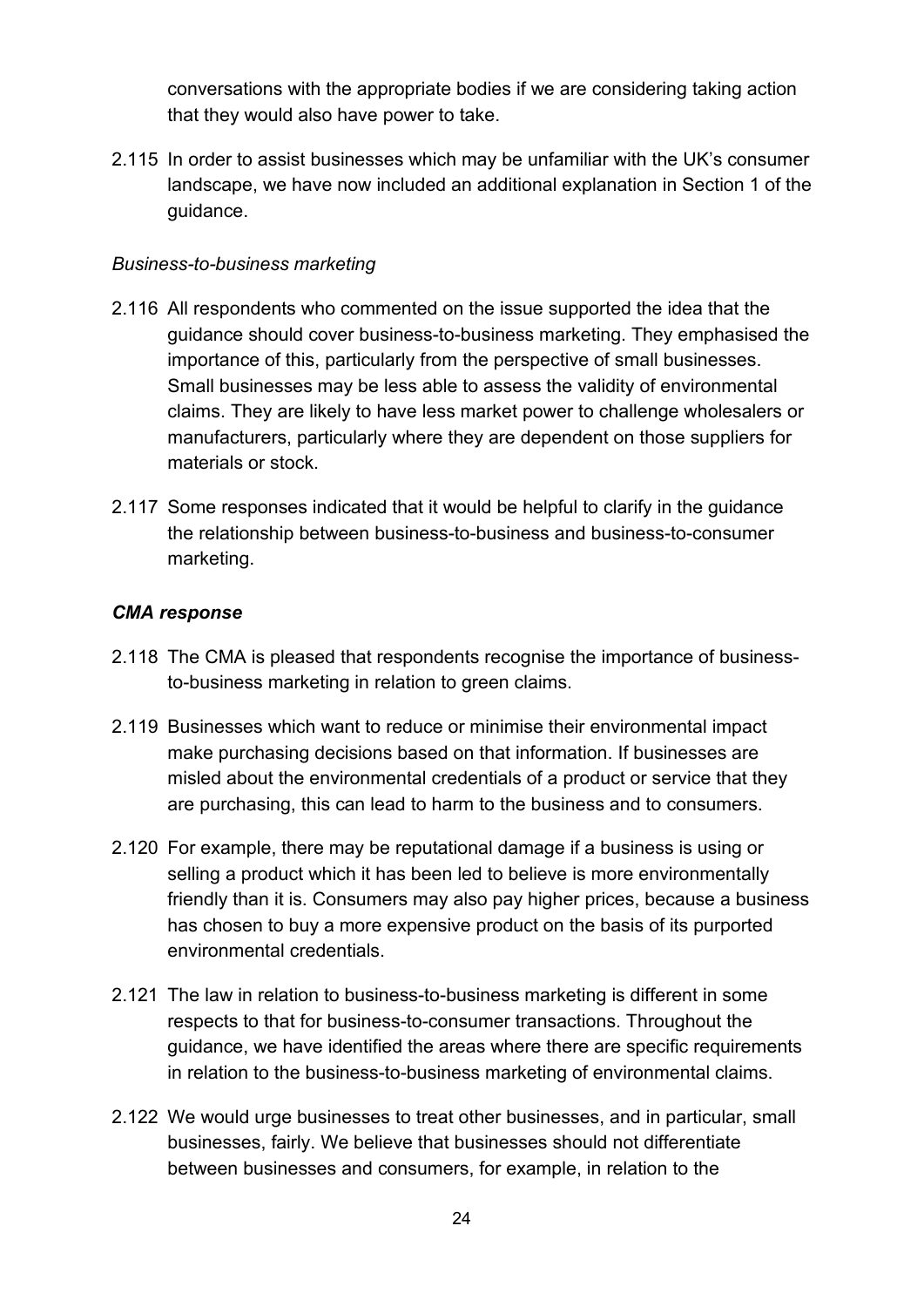conversations with the appropriate bodies if we are considering taking action that they would also have power to take.

2.115 In order to assist businesses which may be unfamiliar with the UK's consumer landscape, we have now included an additional explanation in Section 1 of the guidance.

*Business-to-business marketing*

2.116 All respondents who commented on the issue supported the idea that the guidance should cover business-to-business marketing. They emphasised the importance of this, particularly from the perspective of small businesses. Small businesses may be less able to assess the validity of environmental claims. They are likely to have less market power to challenge wholesalers or manufacturers, particularly where they are dependent on those suppliers for materials or stock.

2.117 Some responses indicated that it would be helpful to clarify in the guidance the relationship between business-to-business and business-to-consumer marketing.

***CMA response***

2.118 The CMA is pleased that respondents recognise the importance of business-to-business marketing in relation to green claims.

2.119 Businesses which want to reduce or minimise their environmental impact make purchasing decisions based on that information. If businesses are misled about the environmental credentials of a product or service that they are purchasing, this can lead to harm to the business and to consumers.

2.120 For example, there may be reputational damage if a business is using or selling a product which it has been led to believe is more environmentally friendly than it is. Consumers may also pay higher prices, because a business has chosen to buy a more expensive product on the basis of its purported environmental credentials.

2.121 The law in relation to business-to-business marketing is different in some respects to that for business-to-consumer transactions. Throughout the guidance, we have identified the areas where there are specific requirements in relation to the business-to-business marketing of environmental claims.

2.122 We would urge businesses to treat other businesses, and in particular, small businesses, fairly. We believe that businesses should not differentiate between businesses and consumers, for example, in relation to the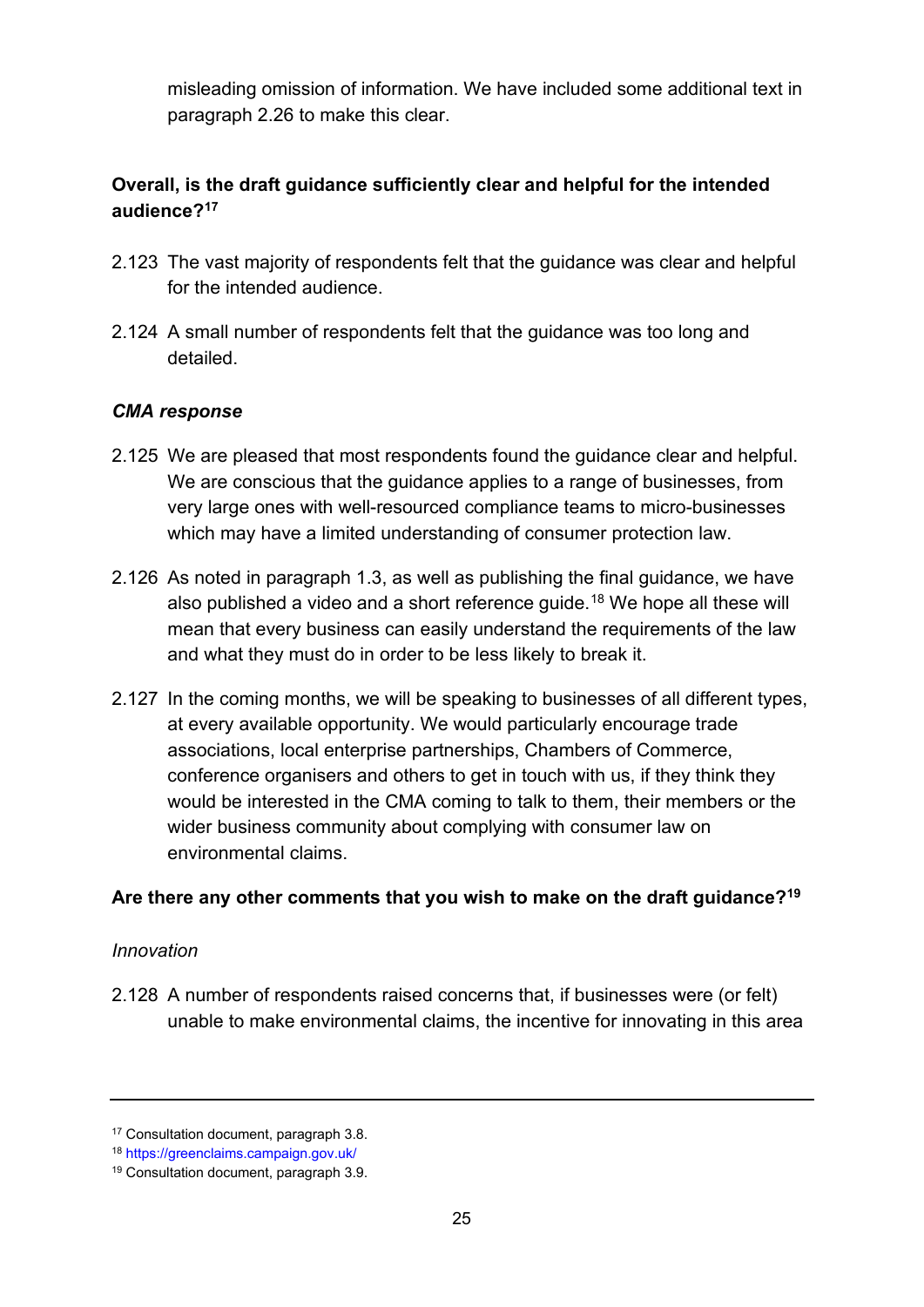misleading omission of information. We have included some additional text in paragraph 2.26 to make this clear.

**Overall, is the draft guidance sufficiently clear and helpful for the intended audience?**[17]

2.123 The vast majority of respondents felt that the guidance was clear and helpful for the intended audience.

2.124 A small number of respondents felt that the guidance was too long and detailed.

***CMA response***

2.125 We are pleased that most respondents found the guidance clear and helpful. We are conscious that the guidance applies to a range of businesses, from very large ones with well-resourced compliance teams to micro-businesses which may have a limited understanding of consumer protection law.

2.126 As noted in paragraph 1.3, as well as publishing the final guidance, we have also published a video and a short reference guide.[18] We hope all these will mean that every business can easily understand the requirements of the law and what they must do in order to be less likely to break it.

2.127 In the coming months, we will be speaking to businesses of all different types, at every available opportunity. We would particularly encourage trade associations, local enterprise partnerships, Chambers of Commerce, conference organisers and others to get in touch with us, if they think they would be interested in the CMA coming to talk to them, their members or the wider business community about complying with consumer law on environmental claims.

**Are there any other comments that you wish to make on the draft guidance?**[19]

*Innovation*

2.128 A number of respondents raised concerns that, if businesses were (or felt) unable to make environmental claims, the incentive for innovating in this area

---

[17] Consultation document, paragraph 3.8.

[18] https://greenclaims.campaign.gov.uk/

[19] Consultation document, paragraph 3.9.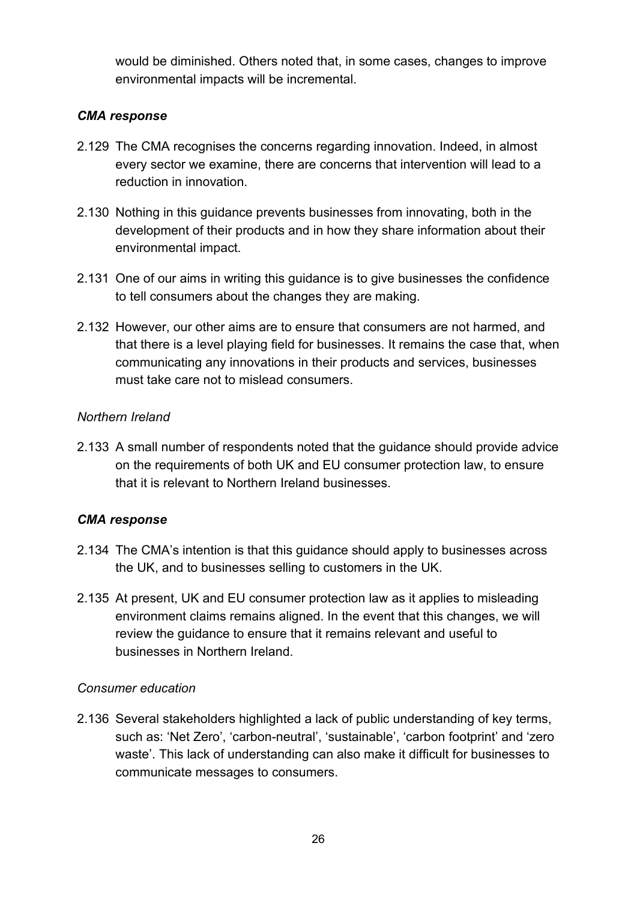would be diminished. Others noted that, in some cases, changes to improve environmental impacts will be incremental.

***CMA response***

2.129 The CMA recognises the concerns regarding innovation. Indeed, in almost every sector we examine, there are concerns that intervention will lead to a reduction in innovation.

2.130 Nothing in this guidance prevents businesses from innovating, both in the development of their products and in how they share information about their environmental impact.

2.131 One of our aims in writing this guidance is to give businesses the confidence to tell consumers about the changes they are making.

2.132 However, our other aims are to ensure that consumers are not harmed, and that there is a level playing field for businesses. It remains the case that, when communicating any innovations in their products and services, businesses must take care not to mislead consumers.

*Northern Ireland*

2.133 A small number of respondents noted that the guidance should provide advice on the requirements of both UK and EU consumer protection law, to ensure that it is relevant to Northern Ireland businesses.

***CMA response***

2.134 The CMA's intention is that this guidance should apply to businesses across the UK, and to businesses selling to customers in the UK.

2.135 At present, UK and EU consumer protection law as it applies to misleading environment claims remains aligned. In the event that this changes, we will review the guidance to ensure that it remains relevant and useful to businesses in Northern Ireland.

*Consumer education*

2.136 Several stakeholders highlighted a lack of public understanding of key terms, such as: 'Net Zero', 'carbon-neutral', 'sustainable', 'carbon footprint' and 'zero waste'. This lack of understanding can also make it difficult for businesses to communicate messages to consumers.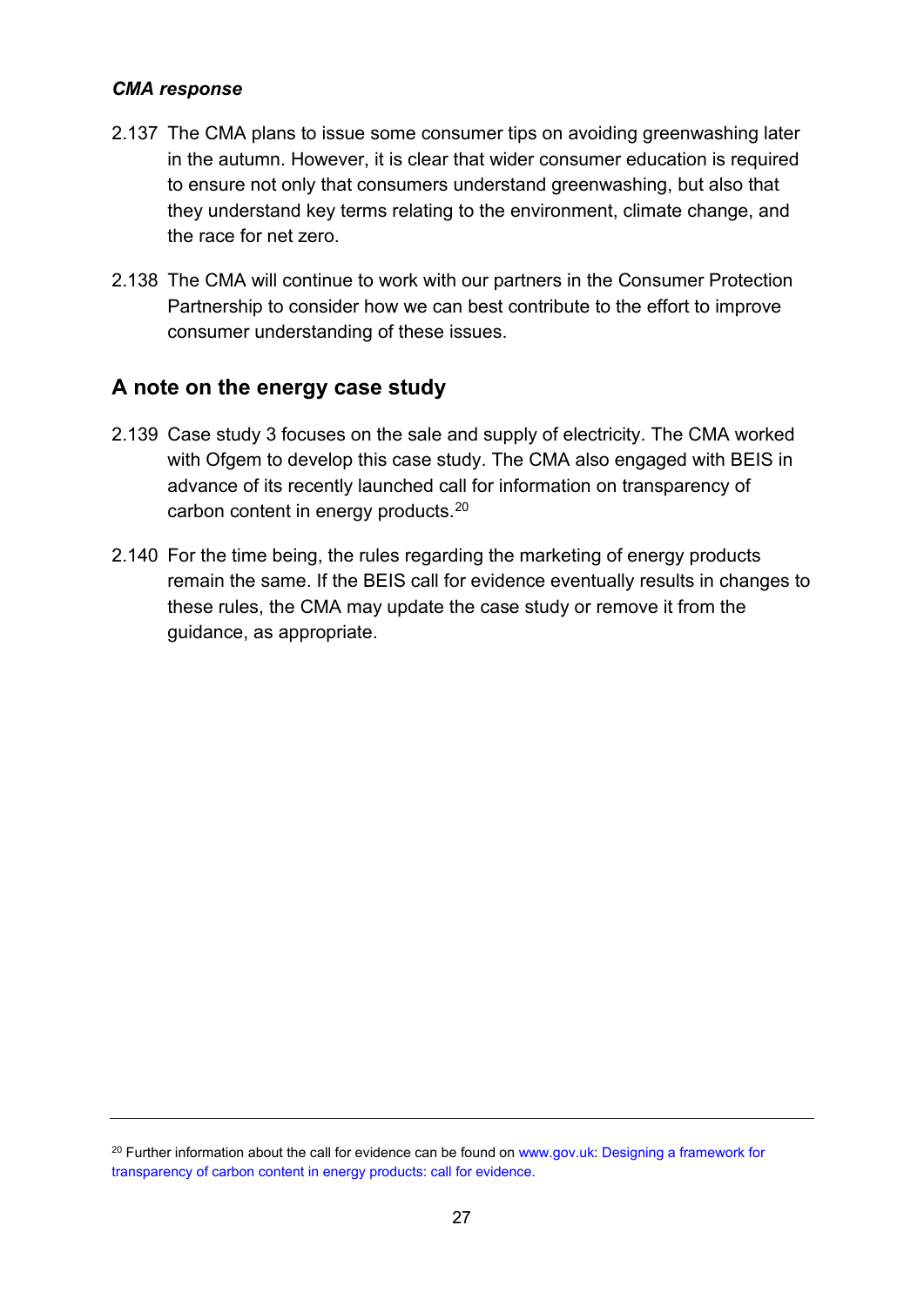*CMA response*

2.137 The CMA plans to issue some consumer tips on avoiding greenwashing later in the autumn. However, it is clear that wider consumer education is required to ensure not only that consumers understand greenwashing, but also that they understand key terms relating to the environment, climate change, and the race for net zero.

2.138 The CMA will continue to work with our partners in the Consumer Protection Partnership to consider how we can best contribute to the effort to improve consumer understanding of these issues.

## A note on the energy case study

2.139 Case study 3 focuses on the sale and supply of electricity. The CMA worked with Ofgem to develop this case study. The CMA also engaged with BEIS in advance of its recently launched call for information on transparency of carbon content in energy products.[20]

2.140 For the time being, the rules regarding the marketing of energy products remain the same. If the BEIS call for evidence eventually results in changes to these rules, the CMA may update the case study or remove it from the guidance, as appropriate.

---

[20] Further information about the call for evidence can be found on www.gov.uk: Designing a framework for transparency of carbon content in energy products: call for evidence.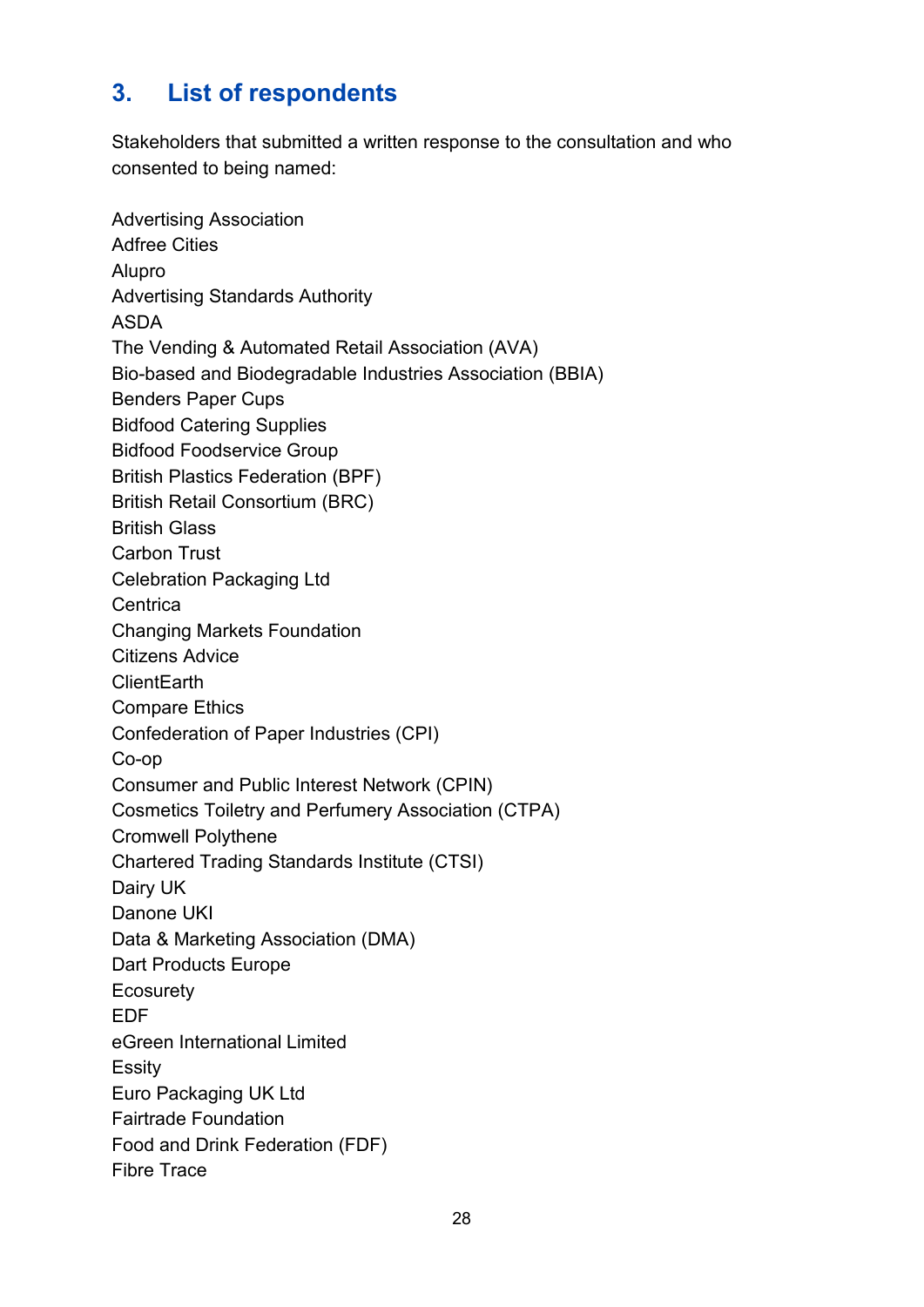## 3. List of respondents

Stakeholders that submitted a written response to the consultation and who consented to being named:

Advertising Association
Adfree Cities
Alupro
Advertising Standards Authority
ASDA
The Vending & Automated Retail Association (AVA)
Bio-based and Biodegradable Industries Association (BBIA)
Benders Paper Cups
Bidfood Catering Supplies
Bidfood Foodservice Group
British Plastics Federation (BPF)
British Retail Consortium (BRC)
British Glass
Carbon Trust
Celebration Packaging Ltd
Centrica
Changing Markets Foundation
Citizens Advice
ClientEarth
Compare Ethics
Confederation of Paper Industries (CPI)
Co-op
Consumer and Public Interest Network (CPIN)
Cosmetics Toiletry and Perfumery Association (CTPA)
Cromwell Polythene
Chartered Trading Standards Institute (CTSI)
Dairy UK
Danone UKI
Data & Marketing Association (DMA)
Dart Products Europe
Ecosurety
EDF
eGreen International Limited
Essity
Euro Packaging UK Ltd
Fairtrade Foundation
Food and Drink Federation (FDF)
Fibre Trace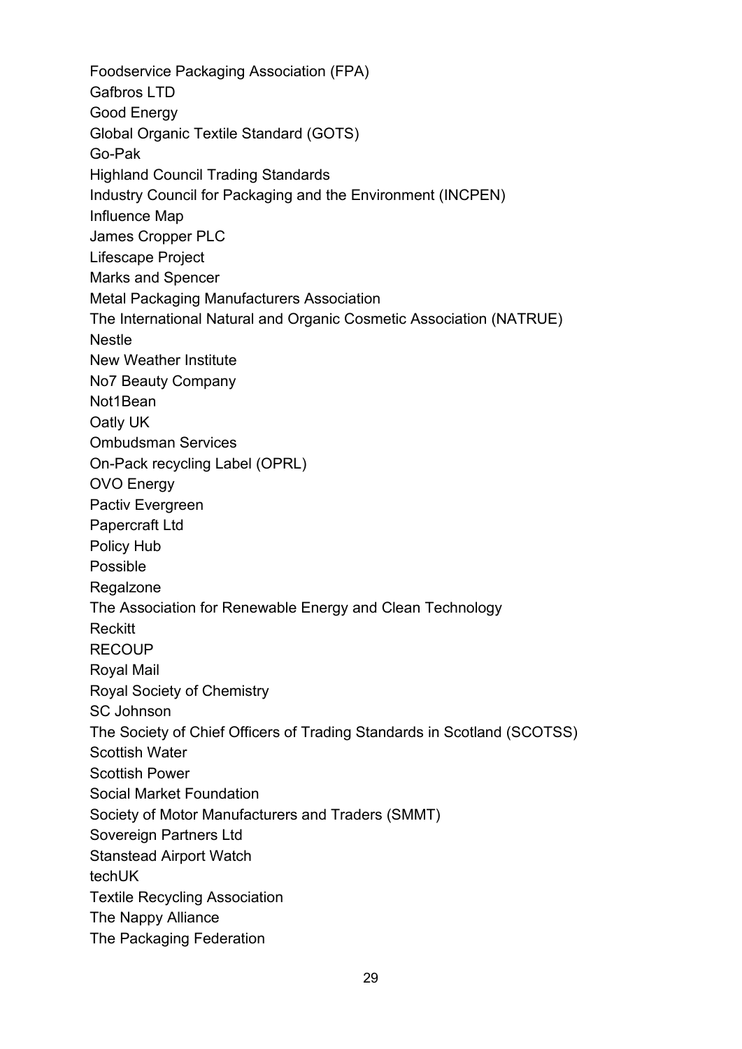Foodservice Packaging Association (FPA)
Gafbros LTD
Good Energy
Global Organic Textile Standard (GOTS)
Go-Pak
Highland Council Trading Standards
Industry Council for Packaging and the Environment (INCPEN)
Influence Map
James Cropper PLC
Lifescape Project
Marks and Spencer
Metal Packaging Manufacturers Association
The International Natural and Organic Cosmetic Association (NATRUE)
Nestle
New Weather Institute
No7 Beauty Company
Not1Bean
Oatly UK
Ombudsman Services
On-Pack recycling Label (OPRL)
OVO Energy
Pactiv Evergreen
Papercraft Ltd
Policy Hub
Possible
Regalzone
The Association for Renewable Energy and Clean Technology
Reckitt
RECOUP
Royal Mail
Royal Society of Chemistry
SC Johnson
The Society of Chief Officers of Trading Standards in Scotland (SCOTSS)
Scottish Water
Scottish Power
Social Market Foundation
Society of Motor Manufacturers and Traders (SMMT)
Sovereign Partners Ltd
Stanstead Airport Watch
techUK
Textile Recycling Association
The Nappy Alliance
The Packaging Federation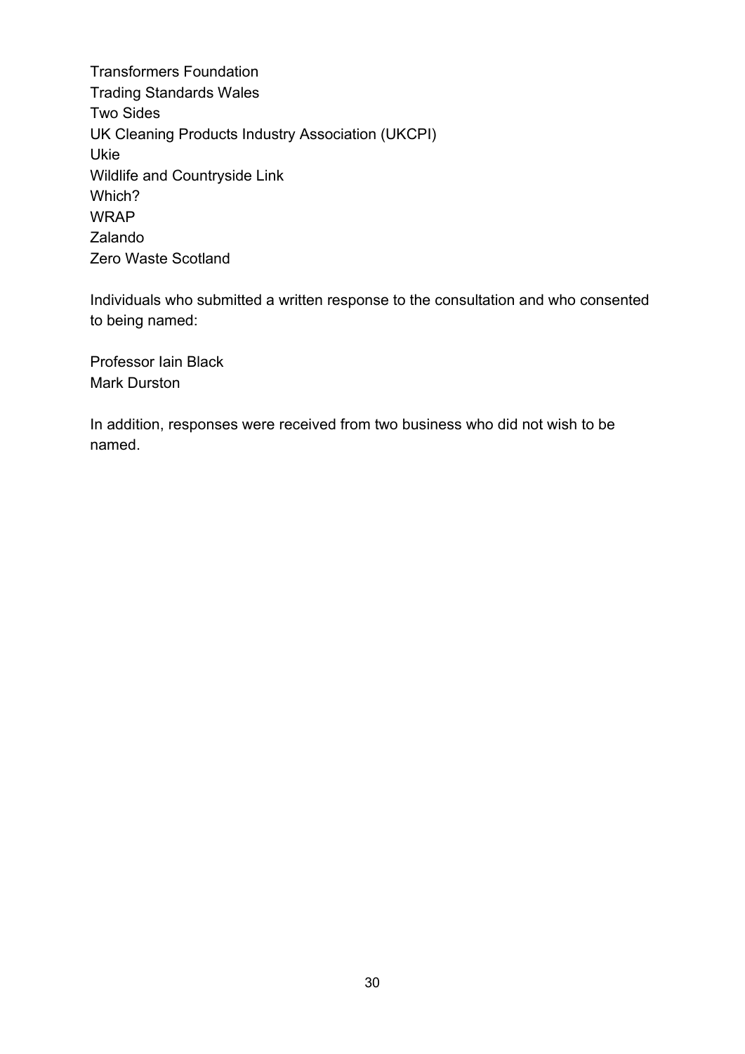Transformers Foundation
Trading Standards Wales
Two Sides
UK Cleaning Products Industry Association (UKCPI)
Ukie
Wildlife and Countryside Link
Which?
WRAP
Zalando
Zero Waste Scotland

Individuals who submitted a written response to the consultation and who consented to being named:

Professor Iain Black
Mark Durston

In addition, responses were received from two business who did not wish to be named.